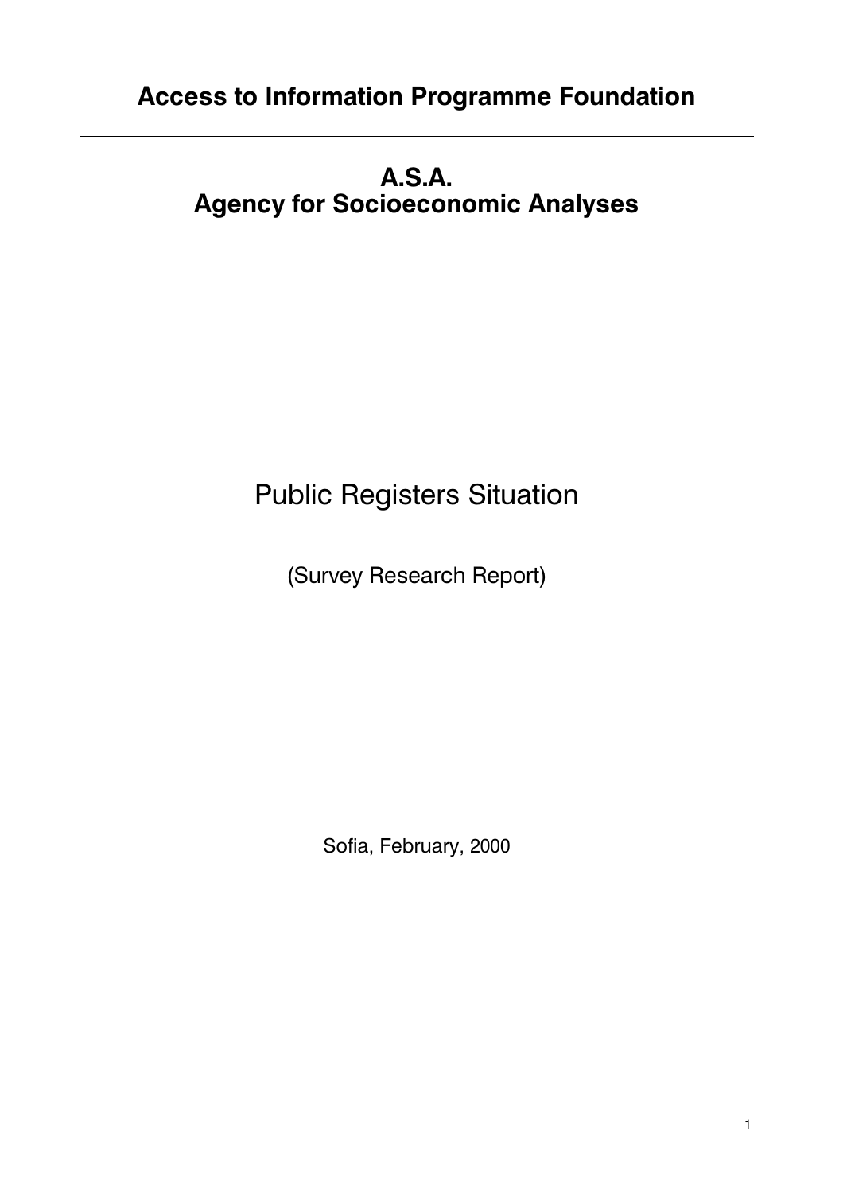# Access to Information Programme Foundation

---

## A.S.A.
## Agency for Socioeconomic Analyses

# Public Registers Situation

(Survey Research Report)

Sofia, February, 2000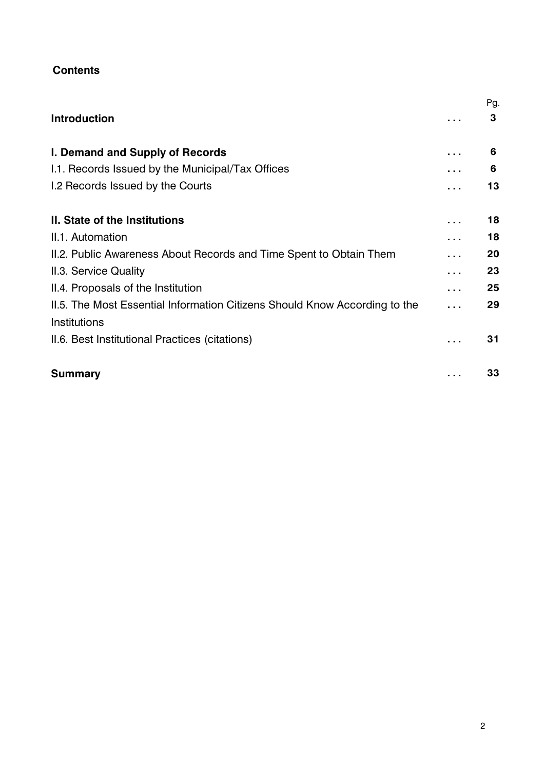## Contents

| | | Pg. |
|---|---|---|
| **Introduction** | ... | **3** |
| **I. Demand and Supply of Records** | ... | **6** |
| I.1. Records Issued by the Municipal/Tax Offices | ... | **6** |
| I.2 Records Issued by the Courts | ... | **13** |
| **II. State of the Institutions** | ... | **18** |
| II.1. Automation | ... | **18** |
| II.2. Public Awareness About Records and Time Spent to Obtain Them | ... | **20** |
| II.3. Service Quality | ... | **23** |
| II.4. Proposals of the Institution | ... | **25** |
| II.5. The Most Essential Information Citizens Should Know According to the Institutions | ... | **29** |
| II.6. Best Institutional Practices (citations) | ... | **31** |
| **Summary** | ... | **33** |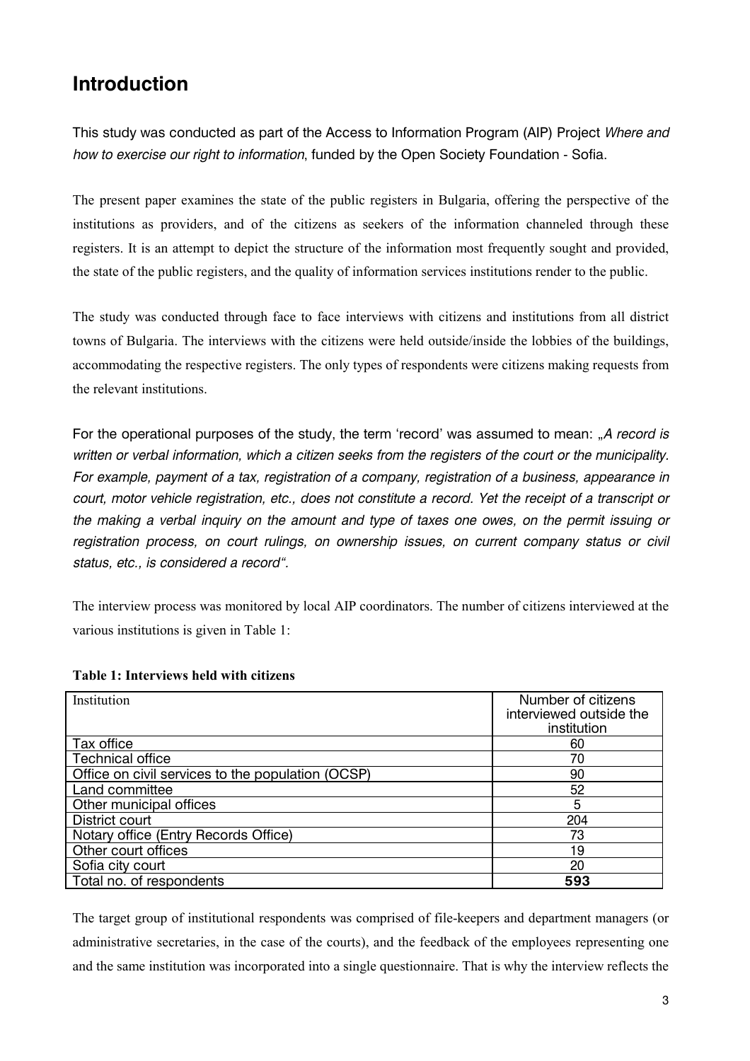# Introduction

This study was conducted as part of the Access to Information Program (AIP) Project *Where and how to exercise our right to information*, funded by the Open Society Foundation - Sofia.

The present paper examines the state of the public registers in Bulgaria, offering the perspective of the institutions as providers, and of the citizens as seekers of the information channeled through these registers. It is an attempt to depict the structure of the information most frequently sought and provided, the state of the public registers, and the quality of information services institutions render to the public.

The study was conducted through face to face interviews with citizens and institutions from all district towns of Bulgaria. The interviews with the citizens were held outside/inside the lobbies of the buildings, accommodating the respective registers. The only types of respondents were citizens making requests from the relevant institutions.

For the operational purposes of the study, the term 'record' was assumed to mean: „*A record is written or verbal information, which a citizen seeks from the registers of the court or the municipality. For example, payment of a tax, registration of a company, registration of a business, appearance in court, motor vehicle registration, etc., does not constitute a record. Yet the receipt of a transcript or the making a verbal inquiry on the amount and type of taxes one owes, on the permit issuing or registration process, on court rulings, on ownership issues, on current company status or civil status, etc., is considered a record".*

The interview process was monitored by local AIP coordinators. The number of citizens interviewed at the various institutions is given in Table 1:

**Table 1: Interviews held with citizens**

| Institution | Number of citizens interviewed outside the institution |
|---|---|
| Tax office | 60 |
| Technical office | 70 |
| Office on civil services to the population (OCSP) | 90 |
| Land committee | 52 |
| Other municipal offices | 5 |
| District court | 204 |
| Notary office (Entry Records Office) | 73 |
| Other court offices | 19 |
| Sofia city court | 20 |
| Total no. of respondents | **593** |

The target group of institutional respondents was comprised of file-keepers and department managers (or administrative secretaries, in the case of the courts), and the feedback of the employees representing one and the same institution was incorporated into a single questionnaire. That is why the interview reflects the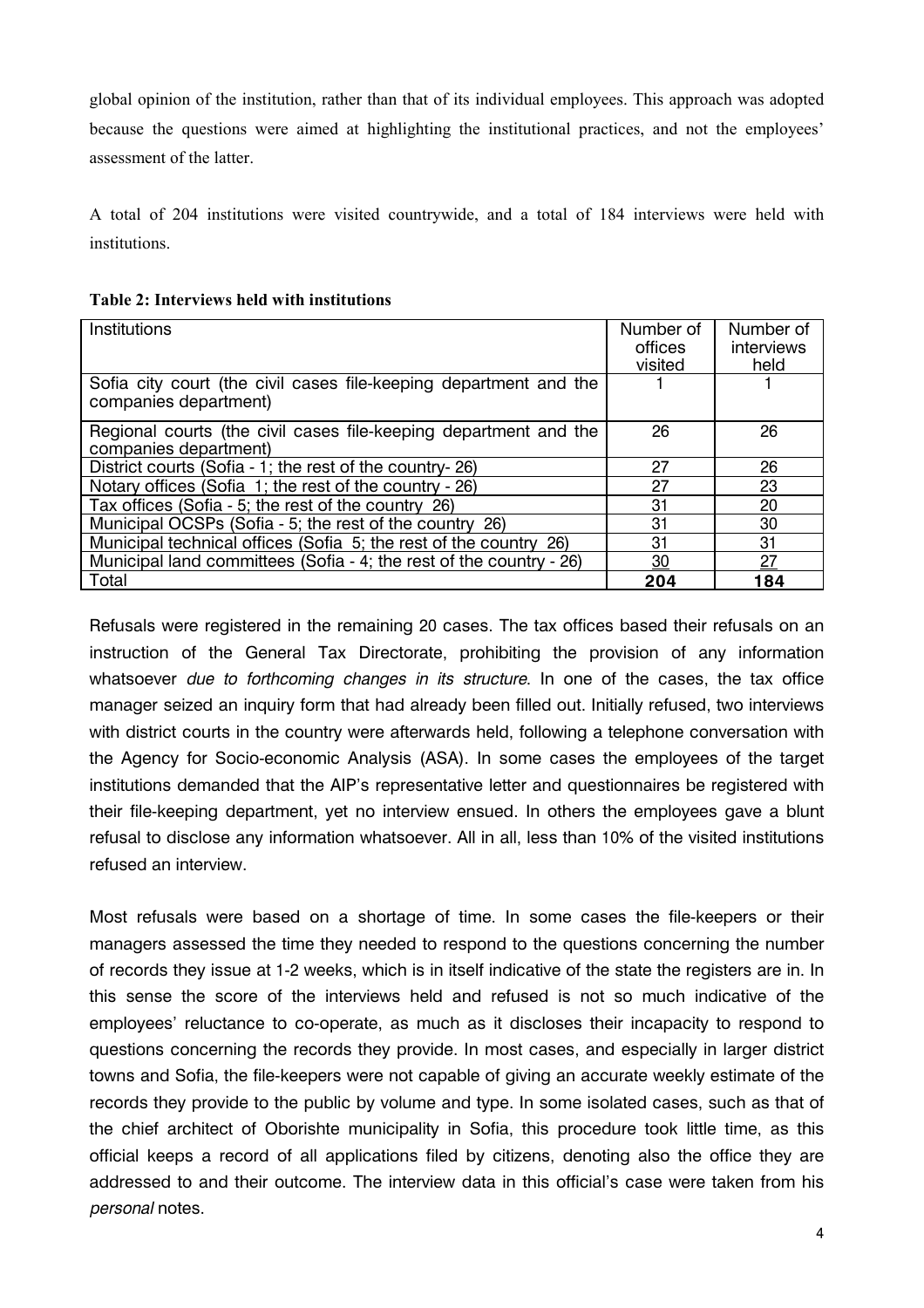global opinion of the institution, rather than that of its individual employees. This approach was adopted because the questions were aimed at highlighting the institutional practices, and not the employees' assessment of the latter.

A total of 204 institutions were visited countrywide, and a total of 184 interviews were held with institutions.

**Table 2: Interviews held with institutions**

| Institutions | Number of offices visited | Number of interviews held |
|---|---|---|
| Sofia city court (the civil cases file-keeping department and the companies department) | 1 | 1 |
| Regional courts (the civil cases file-keeping department and the companies department) | 26 | 26 |
| District courts (Sofia - 1; the rest of the country- 26) | 27 | 26 |
| Notary offices (Sofia 1; the rest of the country - 26) | 27 | 23 |
| Tax offices (Sofia - 5; the rest of the country 26) | 31 | 20 |
| Municipal OCSPs (Sofia - 5; the rest of the country 26) | 31 | 30 |
| Municipal technical offices (Sofia 5; the rest of the country 26) | 31 | 31 |
| Municipal land committees (Sofia - 4; the rest of the country - 26) | 30 | 27 |
| Total | **204** | **184** |

Refusals were registered in the remaining 20 cases. The tax offices based their refusals on an instruction of the General Tax Directorate, prohibiting the provision of any information whatsoever *due to forthcoming changes in its structure*. In one of the cases, the tax office manager seized an inquiry form that had already been filled out. Initially refused, two interviews with district courts in the country were afterwards held, following a telephone conversation with the Agency for Socio-economic Analysis (ASA). In some cases the employees of the target institutions demanded that the AIP's representative letter and questionnaires be registered with their file-keeping department, yet no interview ensued. In others the employees gave a blunt refusal to disclose any information whatsoever. All in all, less than 10% of the visited institutions refused an interview.

Most refusals were based on a shortage of time. In some cases the file-keepers or their managers assessed the time they needed to respond to the questions concerning the number of records they issue at 1-2 weeks, which is in itself indicative of the state the registers are in. In this sense the score of the interviews held and refused is not so much indicative of the employees' reluctance to co-operate, as much as it discloses their incapacity to respond to questions concerning the records they provide. In most cases, and especially in larger district towns and Sofia, the file-keepers were not capable of giving an accurate weekly estimate of the records they provide to the public by volume and type. In some isolated cases, such as that of the chief architect of Oborishte municipality in Sofia, this procedure took little time, as this official keeps a record of all applications filed by citizens, denoting also the office they are addressed to and their outcome. The interview data in this official's case were taken from his *personal* notes.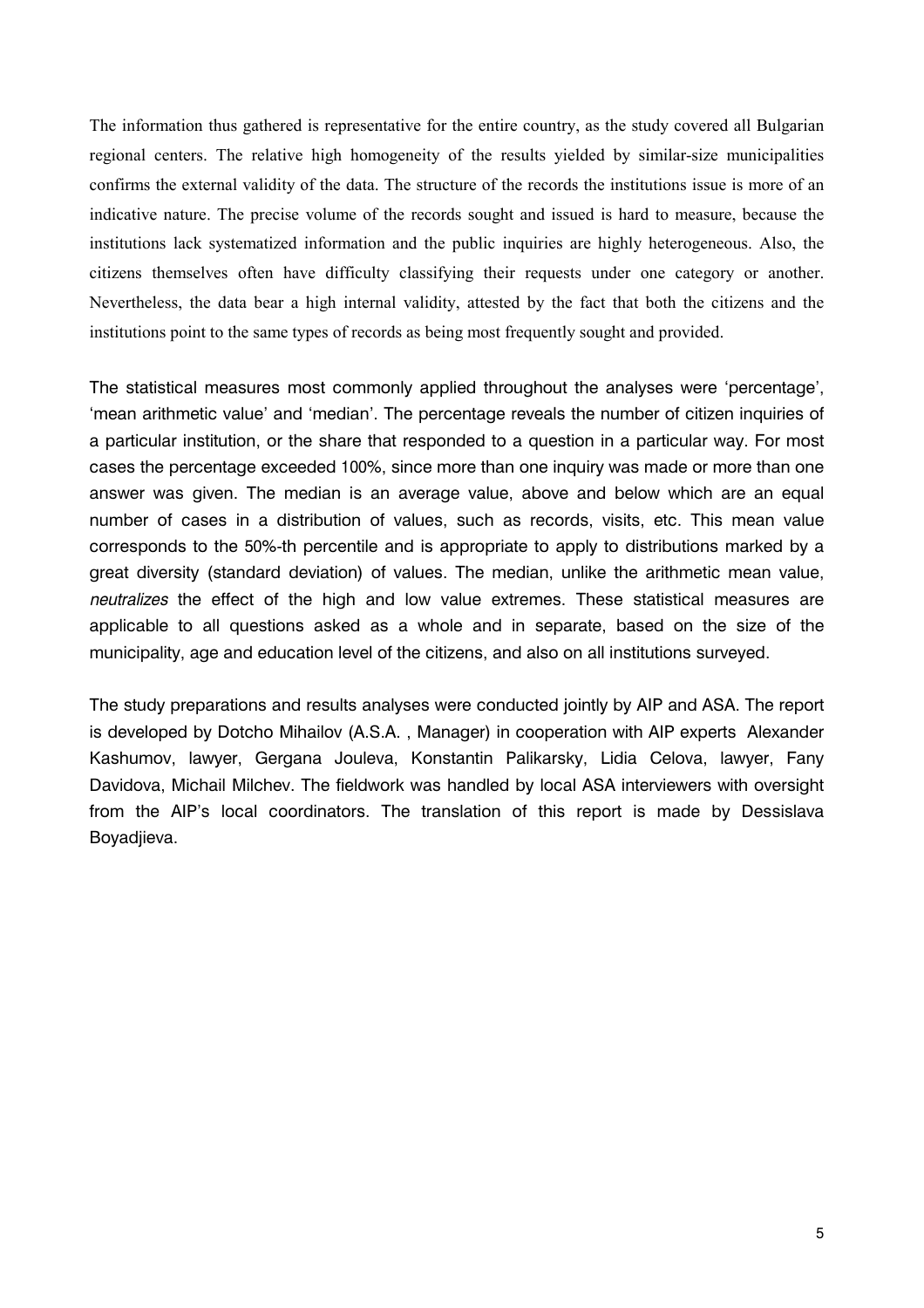The information thus gathered is representative for the entire country, as the study covered all Bulgarian regional centers. The relative high homogeneity of the results yielded by similar-size municipalities confirms the external validity of the data. The structure of the records the institutions issue is more of an indicative nature. The precise volume of the records sought and issued is hard to measure, because the institutions lack systematized information and the public inquiries are highly heterogeneous. Also, the citizens themselves often have difficulty classifying their requests under one category or another. Nevertheless, the data bear a high internal validity, attested by the fact that both the citizens and the institutions point to the same types of records as being most frequently sought and provided.

The statistical measures most commonly applied throughout the analyses were 'percentage', 'mean arithmetic value' and 'median'. The percentage reveals the number of citizen inquiries of a particular institution, or the share that responded to a question in a particular way. For most cases the percentage exceeded 100%, since more than one inquiry was made or more than one answer was given. The median is an average value, above and below which are an equal number of cases in a distribution of values, such as records, visits, etc. This mean value corresponds to the 50%-th percentile and is appropriate to apply to distributions marked by a great diversity (standard deviation) of values. The median, unlike the arithmetic mean value, *neutralizes* the effect of the high and low value extremes. These statistical measures are applicable to all questions asked as a whole and in separate, based on the size of the municipality, age and education level of the citizens, and also on all institutions surveyed.

The study preparations and results analyses were conducted jointly by AIP and ASA. The report is developed by Dotcho Mihailov (A.S.A. , Manager) in cooperation with AIP experts Alexander Kashumov, lawyer, Gergana Jouleva, Konstantin Palikarsky, Lidia Celova, lawyer, Fany Davidova, Michail Milchev. The fieldwork was handled by local ASA interviewers with oversight from the AIP's local coordinators. The translation of this report is made by Dessislava Boyadjieva.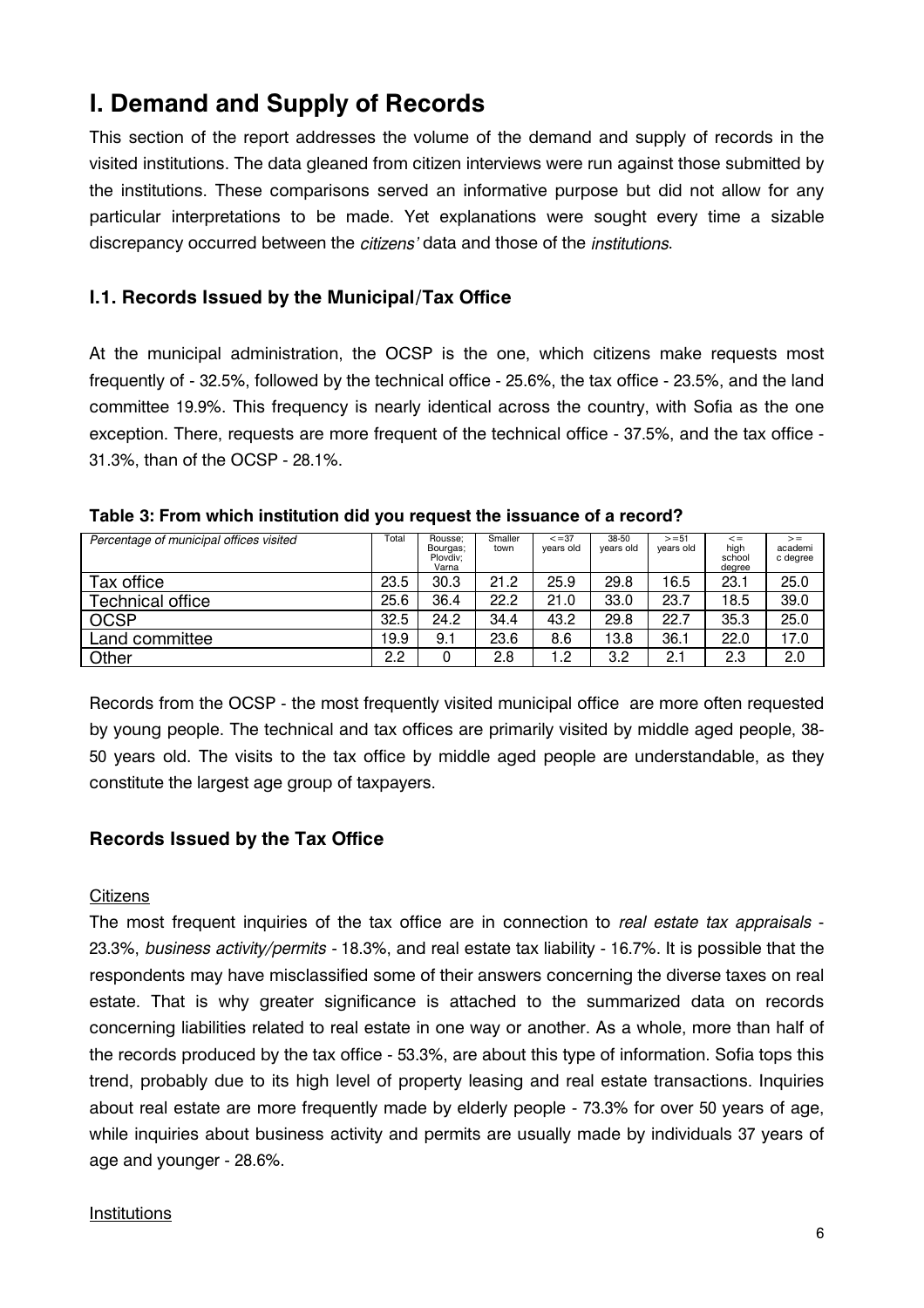# I. Demand and Supply of Records

This section of the report addresses the volume of the demand and supply of records in the visited institutions. The data gleaned from citizen interviews were run against those submitted by the institutions. These comparisons served an informative purpose but did not allow for any particular interpretations to be made. Yet explanations were sought every time a sizable discrepancy occurred between the *citizens'* data and those of the *institutions*.

## I.1. Records Issued by the Municipal/Tax Office

At the municipal administration, the OCSP is the one, which citizens make requests most frequently of - 32.5%, followed by the technical office - 25.6%, the tax office - 23.5%, and the land committee 19.9%. This frequency is nearly identical across the country, with Sofia as the one exception. There, requests are more frequent of the technical office - 37.5%, and the tax office - 31.3%, than of the OCSP - 28.1%.

**Table 3: From which institution did you request the issuance of a record?**

| *Percentage of municipal offices visited* | Total | Rousse; Bourgas; Plovdiv; Varna | Smaller town | <=37 years old | 38-50 years old | >=51 years old | <= high school degree | >= academic degree |
|---|---|---|---|---|---|---|---|---|
| Tax office | 23.5 | 30.3 | 21.2 | 25.9 | 29.8 | 16.5 | 23.1 | 25.0 |
| Technical office | 25.6 | 36.4 | 22.2 | 21.0 | 33.0 | 23.7 | 18.5 | 39.0 |
| OCSP | 32.5 | 24.2 | 34.4 | 43.2 | 29.8 | 22.7 | 35.3 | 25.0 |
| Land committee | 19.9 | 9.1 | 23.6 | 8.6 | 13.8 | 36.1 | 22.0 | 17.0 |
| Other | 2.2 | 0 | 2.8 | 1.2 | 3.2 | 2.1 | 2.3 | 2.0 |

Records from the OCSP - the most frequently visited municipal office are more often requested by young people. The technical and tax offices are primarily visited by middle aged people, 38-50 years old. The visits to the tax office by middle aged people are understandable, as they constitute the largest age group of taxpayers.

## Records Issued by the Tax Office

Citizens

The most frequent inquiries of the tax office are in connection to *real estate tax appraisals* - 23.3%, *business activity/permits* - 18.3%, and real estate tax liability - 16.7%. It is possible that the respondents may have misclassified some of their answers concerning the diverse taxes on real estate. That is why greater significance is attached to the summarized data on records concerning liabilities related to real estate in one way or another. As a whole, more than half of the records produced by the tax office - 53.3%, are about this type of information. Sofia tops this trend, probably due to its high level of property leasing and real estate transactions. Inquiries about real estate are more frequently made by elderly people - 73.3% for over 50 years of age, while inquiries about business activity and permits are usually made by individuals 37 years of age and younger - 28.6%.

Institutions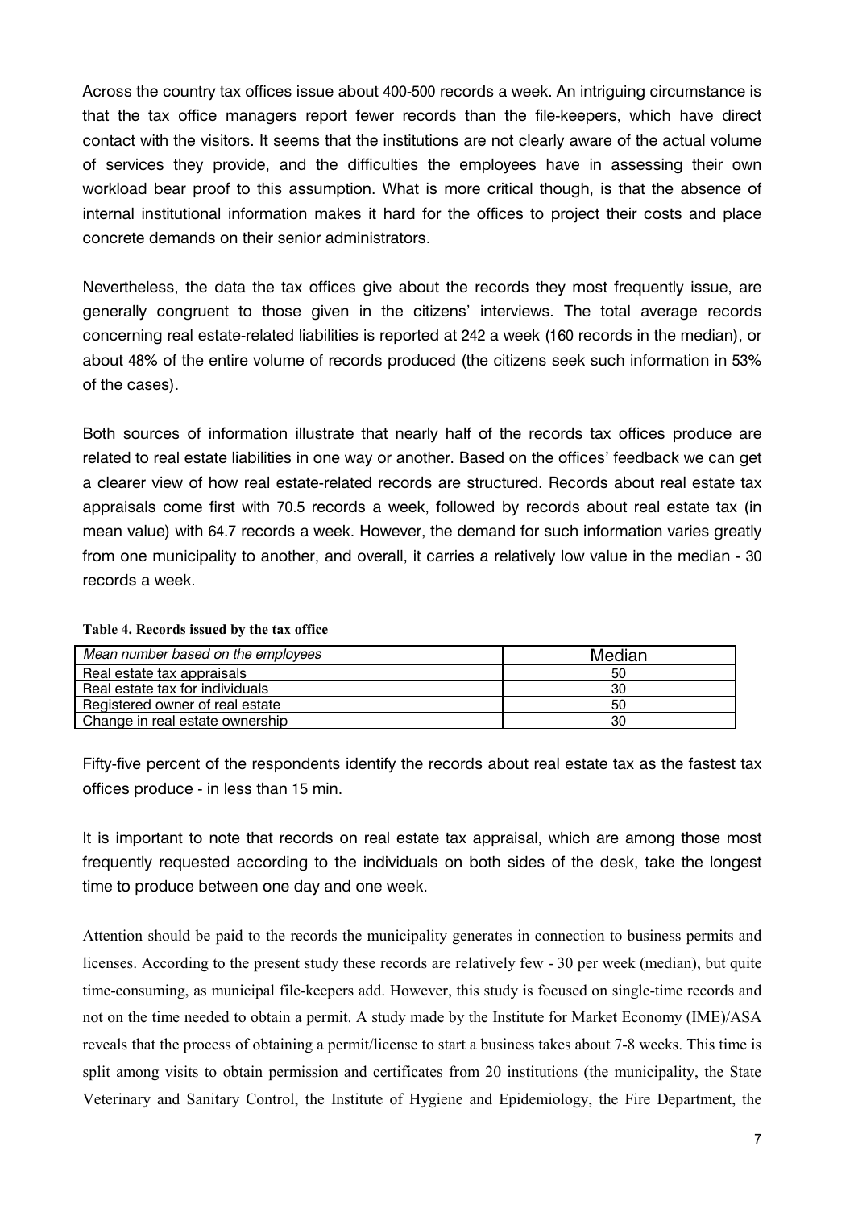Across the country tax offices issue about 400-500 records a week. An intriguing circumstance is that the tax office managers report fewer records than the file-keepers, which have direct contact with the visitors. It seems that the institutions are not clearly aware of the actual volume of services they provide, and the difficulties the employees have in assessing their own workload bear proof to this assumption. What is more critical though, is that the absence of internal institutional information makes it hard for the offices to project their costs and place concrete demands on their senior administrators.

Nevertheless, the data the tax offices give about the records they most frequently issue, are generally congruent to those given in the citizens' interviews. The total average records concerning real estate-related liabilities is reported at 242 a week (160 records in the median), or about 48% of the entire volume of records produced (the citizens seek such information in 53% of the cases).

Both sources of information illustrate that nearly half of the records tax offices produce are related to real estate liabilities in one way or another. Based on the offices' feedback we can get a clearer view of how real estate-related records are structured. Records about real estate tax appraisals come first with 70.5 records a week, followed by records about real estate tax (in mean value) with 64.7 records a week. However, the demand for such information varies greatly from one municipality to another, and overall, it carries a relatively low value in the median - 30 records a week.

**Table 4. Records issued by the tax office**

| *Mean number based on the employees* | Median |
|---|---|
| Real estate tax appraisals | 50 |
| Real estate tax for individuals | 30 |
| Registered owner of real estate | 50 |
| Change in real estate ownership | 30 |

Fifty-five percent of the respondents identify the records about real estate tax as the fastest tax offices produce - in less than 15 min.

It is important to note that records on real estate tax appraisal, which are among those most frequently requested according to the individuals on both sides of the desk, take the longest time to produce between one day and one week.

Attention should be paid to the records the municipality generates in connection to business permits and licenses. According to the present study these records are relatively few - 30 per week (median), but quite time-consuming, as municipal file-keepers add. However, this study is focused on single-time records and not on the time needed to obtain a permit. A study made by the Institute for Market Economy (IME)/ASA reveals that the process of obtaining a permit/license to start a business takes about 7-8 weeks. This time is split among visits to obtain permission and certificates from 20 institutions (the municipality, the State Veterinary and Sanitary Control, the Institute of Hygiene and Epidemiology, the Fire Department, the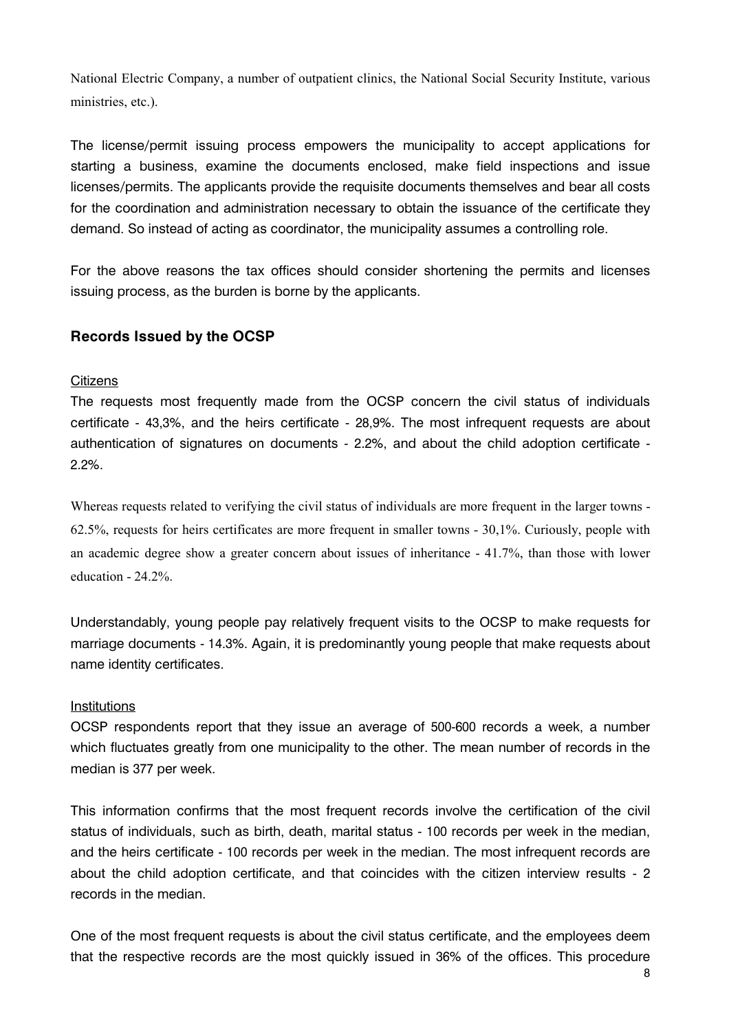National Electric Company, a number of outpatient clinics, the National Social Security Institute, various ministries, etc.).

The license/permit issuing process empowers the municipality to accept applications for starting a business, examine the documents enclosed, make field inspections and issue licenses/permits. The applicants provide the requisite documents themselves and bear all costs for the coordination and administration necessary to obtain the issuance of the certificate they demand. So instead of acting as coordinator, the municipality assumes a controlling role.

For the above reasons the tax offices should consider shortening the permits and licenses issuing process, as the burden is borne by the applicants.

## Records Issued by the OCSP

<u>Citizens</u>

The requests most frequently made from the OCSP concern the civil status of individuals certificate - 43,3%, and the heirs certificate - 28,9%. The most infrequent requests are about authentication of signatures on documents - 2.2%, and about the child adoption certificate - 2.2%.

Whereas requests related to verifying the civil status of individuals are more frequent in the larger towns - 62.5%, requests for heirs certificates are more frequent in smaller towns - 30,1%. Curiously, people with an academic degree show a greater concern about issues of inheritance - 41.7%, than those with lower education - 24.2%.

Understandably, young people pay relatively frequent visits to the OCSP to make requests for marriage documents - 14.3%. Again, it is predominantly young people that make requests about name identity certificates.

<u>Institutions</u>

OCSP respondents report that they issue an average of 500-600 records a week, a number which fluctuates greatly from one municipality to the other. The mean number of records in the median is 377 per week.

This information confirms that the most frequent records involve the certification of the civil status of individuals, such as birth, death, marital status - 100 records per week in the median, and the heirs certificate - 100 records per week in the median. The most infrequent records are about the child adoption certificate, and that coincides with the citizen interview results - 2 records in the median.

One of the most frequent requests is about the civil status certificate, and the employees deem that the respective records are the most quickly issued in 36% of the offices. This procedure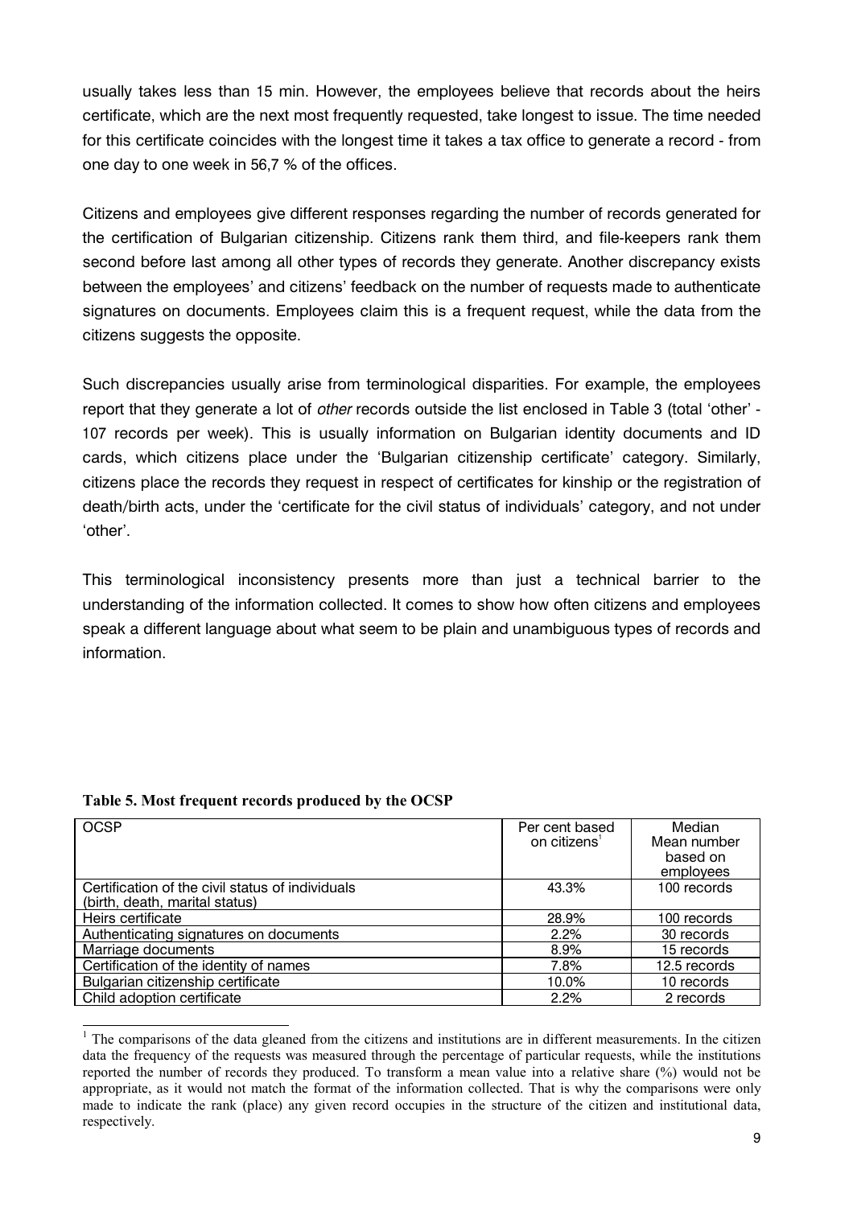usually takes less than 15 min. However, the employees believe that records about the heirs certificate, which are the next most frequently requested, take longest to issue. The time needed for this certificate coincides with the longest time it takes a tax office to generate a record - from one day to one week in 56,7 % of the offices.

Citizens and employees give different responses regarding the number of records generated for the certification of Bulgarian citizenship. Citizens rank them third, and file-keepers rank them second before last among all other types of records they generate. Another discrepancy exists between the employees' and citizens' feedback on the number of requests made to authenticate signatures on documents. Employees claim this is a frequent request, while the data from the citizens suggests the opposite.

Such discrepancies usually arise from terminological disparities. For example, the employees report that they generate a lot of *other* records outside the list enclosed in Table 3 (total 'other' - 107 records per week). This is usually information on Bulgarian identity documents and ID cards, which citizens place under the 'Bulgarian citizenship certificate' category. Similarly, citizens place the records they request in respect of certificates for kinship or the registration of death/birth acts, under the 'certificate for the civil status of individuals' category, and not under 'other'.

This terminological inconsistency presents more than just a technical barrier to the understanding of the information collected. It comes to show how often citizens and employees speak a different language about what seem to be plain and unambiguous types of records and information.

**Table 5. Most frequent records produced by the OCSP**

| OCSP | Per cent based on citizens[1] | Median Mean number based on employees |
|---|---|---|
| Certification of the civil status of individuals (birth, death, marital status) | 43.3% | 100 records |
| Heirs certificate | 28.9% | 100 records |
| Authenticating signatures on documents | 2.2% | 30 records |
| Marriage documents | 8.9% | 15 records |
| Certification of the identity of names | 7.8% | 12.5 records |
| Bulgarian citizenship certificate | 10.0% | 10 records |
| Child adoption certificate | 2.2% | 2 records |

[1] The comparisons of the data gleaned from the citizens and institutions are in different measurements. In the citizen data the frequency of the requests was measured through the percentage of particular requests, while the institutions reported the number of records they produced. To transform a mean value into a relative share (%) would not be appropriate, as it would not match the format of the information collected. That is why the comparisons were only made to indicate the rank (place) any given record occupies in the structure of the citizen and institutional data, respectively.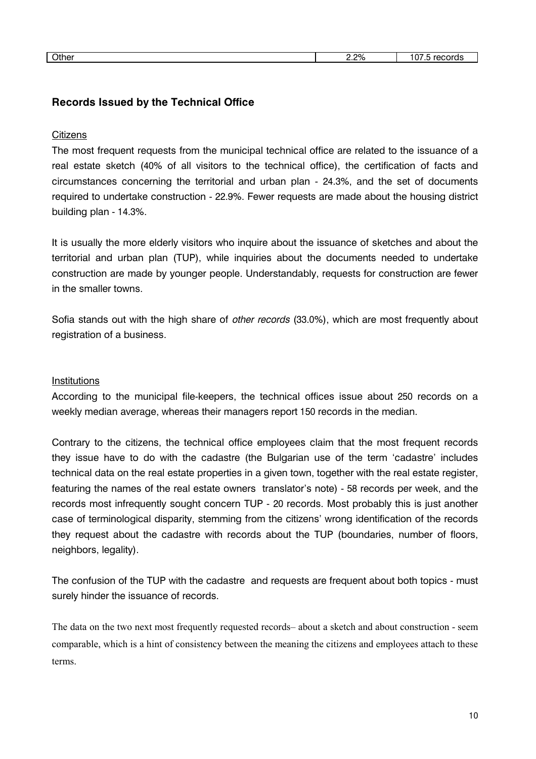| Other | 2.2% | 107.5 records |
|---|---|---|

## Records Issued by the Technical Office

Citizens

The most frequent requests from the municipal technical office are related to the issuance of a real estate sketch (40% of all visitors to the technical office), the certification of facts and circumstances concerning the territorial and urban plan - 24.3%, and the set of documents required to undertake construction - 22.9%. Fewer requests are made about the housing district building plan - 14.3%.

It is usually the more elderly visitors who inquire about the issuance of sketches and about the territorial and urban plan (TUP), while inquiries about the documents needed to undertake construction are made by younger people. Understandably, requests for construction are fewer in the smaller towns.

Sofia stands out with the high share of *other records* (33.0%), which are most frequently about registration of a business.

Institutions

According to the municipal file-keepers, the technical offices issue about 250 records on a weekly median average, whereas their managers report 150 records in the median.

Contrary to the citizens, the technical office employees claim that the most frequent records they issue have to do with the cadastre (the Bulgarian use of the term 'cadastre' includes technical data on the real estate properties in a given town, together with the real estate register, featuring the names of the real estate owners translator's note) - 58 records per week, and the records most infrequently sought concern TUP - 20 records. Most probably this is just another case of terminological disparity, stemming from the citizens' wrong identification of the records they request about the cadastre with records about the TUP (boundaries, number of floors, neighbors, legality).

The confusion of the TUP with the cadastre and requests are frequent about both topics - must surely hinder the issuance of records.

The data on the two next most frequently requested records– about a sketch and about construction - seem comparable, which is a hint of consistency between the meaning the citizens and employees attach to these terms.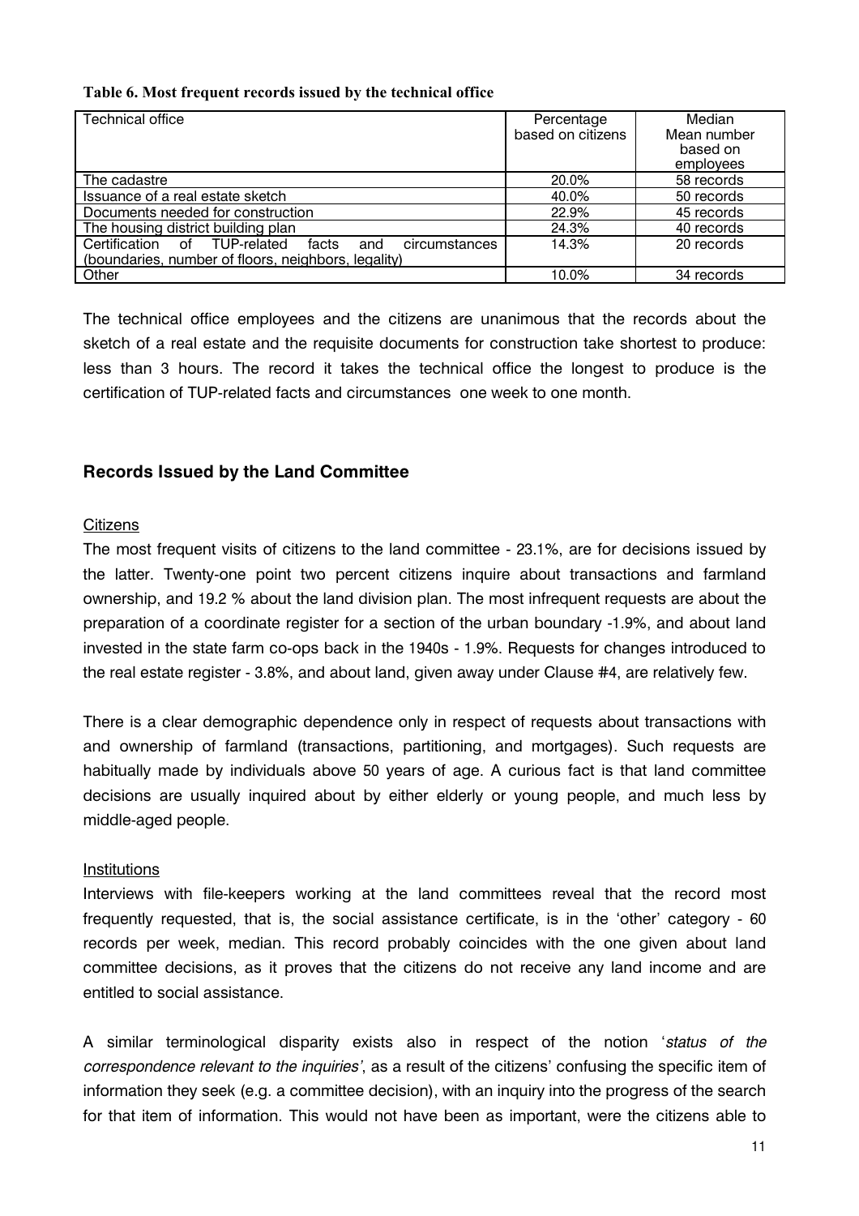**Table 6. Most frequent records issued by the technical office**

| Technical office | Percentage based on citizens | Median Mean number based on employees |
|---|---|---|
| The cadastre | 20.0% | 58 records |
| Issuance of a real estate sketch | 40.0% | 50 records |
| Documents needed for construction | 22.9% | 45 records |
| The housing district building plan | 24.3% | 40 records |
| Certification of TUP-related facts and circumstances (boundaries, number of floors, neighbors, legality) | 14.3% | 20 records |
| Other | 10.0% | 34 records |

The technical office employees and the citizens are unanimous that the records about the sketch of a real estate and the requisite documents for construction take shortest to produce: less than 3 hours. The record it takes the technical office the longest to produce is the certification of TUP-related facts and circumstances one week to one month.

## Records Issued by the Land Committee

Citizens

The most frequent visits of citizens to the land committee - 23.1%, are for decisions issued by the latter. Twenty-one point two percent citizens inquire about transactions and farmland ownership, and 19.2 % about the land division plan. The most infrequent requests are about the preparation of a coordinate register for a section of the urban boundary -1.9%, and about land invested in the state farm co-ops back in the 1940s - 1.9%. Requests for changes introduced to the real estate register - 3.8%, and about land, given away under Clause #4, are relatively few.

There is a clear demographic dependence only in respect of requests about transactions with and ownership of farmland (transactions, partitioning, and mortgages). Such requests are habitually made by individuals above 50 years of age. A curious fact is that land committee decisions are usually inquired about by either elderly or young people, and much less by middle-aged people.

Institutions

Interviews with file-keepers working at the land committees reveal that the record most frequently requested, that is, the social assistance certificate, is in the 'other' category - 60 records per week, median. This record probably coincides with the one given about land committee decisions, as it proves that the citizens do not receive any land income and are entitled to social assistance.

A similar terminological disparity exists also in respect of the notion '*status of the correspondence relevant to the inquiries'*, as a result of the citizens' confusing the specific item of information they seek (e.g. a committee decision), with an inquiry into the progress of the search for that item of information. This would not have been as important, were the citizens able to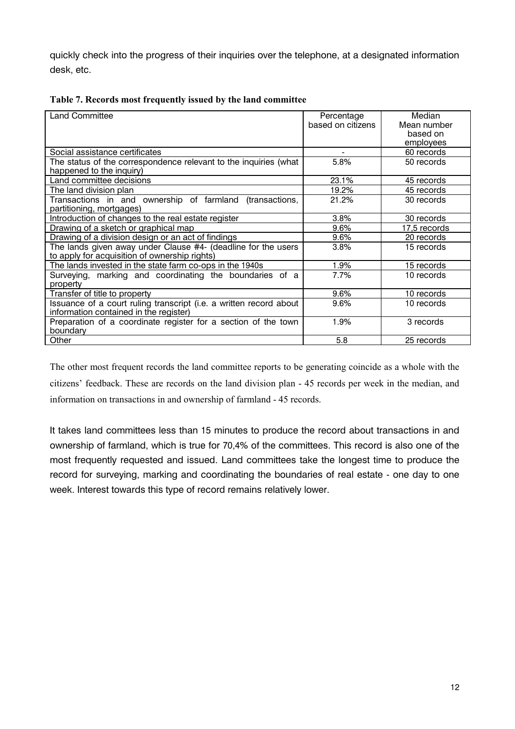quickly check into the progress of their inquiries over the telephone, at a designated information desk, etc.

**Table 7. Records most frequently issued by the land committee**

| Land Committee | Percentage based on citizens | Median Mean number based on employees |
|---|---|---|
| Social assistance certificates | - | 60 records |
| The status of the correspondence relevant to the inquiries (what happened to the inquiry) | 5.8% | 50 records |
| Land committee decisions | 23.1% | 45 records |
| The land division plan | 19.2% | 45 records |
| Transactions in and ownership of farmland (transactions, partitioning, mortgages) | 21.2% | 30 records |
| Introduction of changes to the real estate register | 3.8% | 30 records |
| Drawing of a sketch or graphical map | 9.6% | 17,5 records |
| Drawing of a division design or an act of findings | 9.6% | 20 records |
| The lands given away under Clause #4- (deadline for the users to apply for acquisition of ownership rights) | 3.8% | 15 records |
| The lands invested in the state farm co-ops in the 1940s | 1.9% | 15 records |
| Surveying, marking and coordinating the boundaries of a property | 7.7% | 10 records |
| Transfer of title to property | 9.6% | 10 records |
| Issuance of a court ruling transcript (i.e. a written record about information contained in the register) | 9.6% | 10 records |
| Preparation of a coordinate register for a section of the town boundary | 1.9% | 3 records |
| Other | 5.8 | 25 records |

The other most frequent records the land committee reports to be generating coincide as a whole with the citizens' feedback. These are records on the land division plan - 45 records per week in the median, and information on transactions in and ownership of farmland - 45 records.

It takes land committees less than 15 minutes to produce the record about transactions in and ownership of farmland, which is true for 70,4% of the committees. This record is also one of the most frequently requested and issued. Land committees take the longest time to produce the record for surveying, marking and coordinating the boundaries of real estate - one day to one week. Interest towards this type of record remains relatively lower.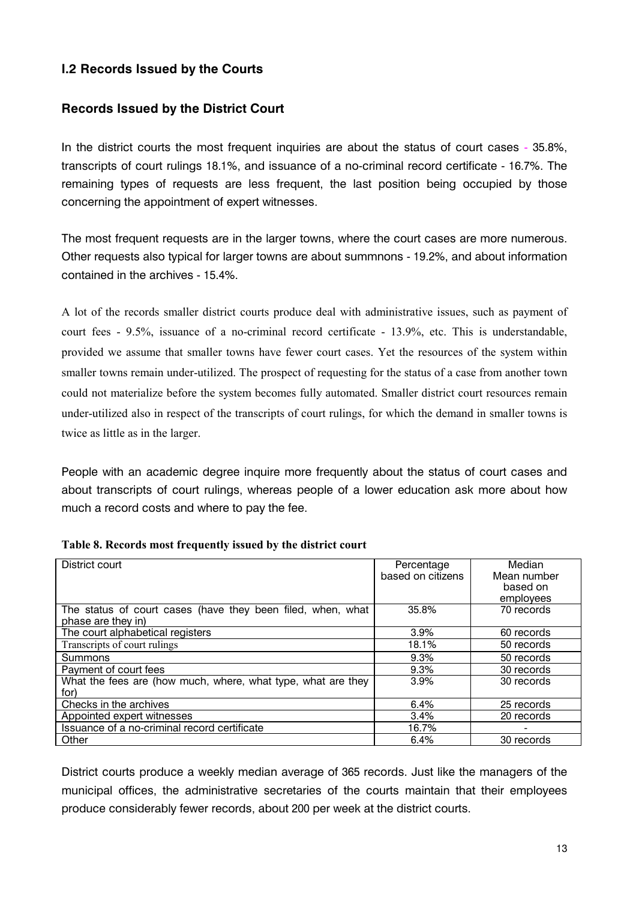## I.2 Records Issued by the Courts

### Records Issued by the District Court

In the district courts the most frequent inquiries are about the status of court cases - 35.8%, transcripts of court rulings 18.1%, and issuance of a no-criminal record certificate - 16.7%. The remaining types of requests are less frequent, the last position being occupied by those concerning the appointment of expert witnesses.

The most frequent requests are in the larger towns, where the court cases are more numerous. Other requests also typical for larger towns are about summnons - 19.2%, and about information contained in the archives - 15.4%.

A lot of the records smaller district courts produce deal with administrative issues, such as payment of court fees - 9.5%, issuance of a no-criminal record certificate - 13.9%, etc. This is understandable, provided we assume that smaller towns have fewer court cases. Yet the resources of the system within smaller towns remain under-utilized. The prospect of requesting for the status of a case from another town could not materialize before the system becomes fully automated. Smaller district court resources remain under-utilized also in respect of the transcripts of court rulings, for which the demand in smaller towns is twice as little as in the larger.

People with an academic degree inquire more frequently about the status of court cases and about transcripts of court rulings, whereas people of a lower education ask more about how much a record costs and where to pay the fee.

**Table 8. Records most frequently issued by the district court**

| District court | Percentage based on citizens | Median Mean number based on employees |
|---|---|---|
| The status of court cases (have they been filed, when, what phase are they in) | 35.8% | 70 records |
| The court alphabetical registers | 3.9% | 60 records |
| Transcripts of court rulings | 18.1% | 50 records |
| Summons | 9.3% | 50 records |
| Payment of court fees | 9.3% | 30 records |
| What the fees are (how much, where, what type, what are they for) | 3.9% | 30 records |
| Checks in the archives | 6.4% | 25 records |
| Appointed expert witnesses | 3.4% | 20 records |
| Issuance of a no-criminal record certificate | 16.7% | - |
| Other | 6.4% | 30 records |

District courts produce a weekly median average of 365 records. Just like the managers of the municipal offices, the administrative secretaries of the courts maintain that their employees produce considerably fewer records, about 200 per week at the district courts.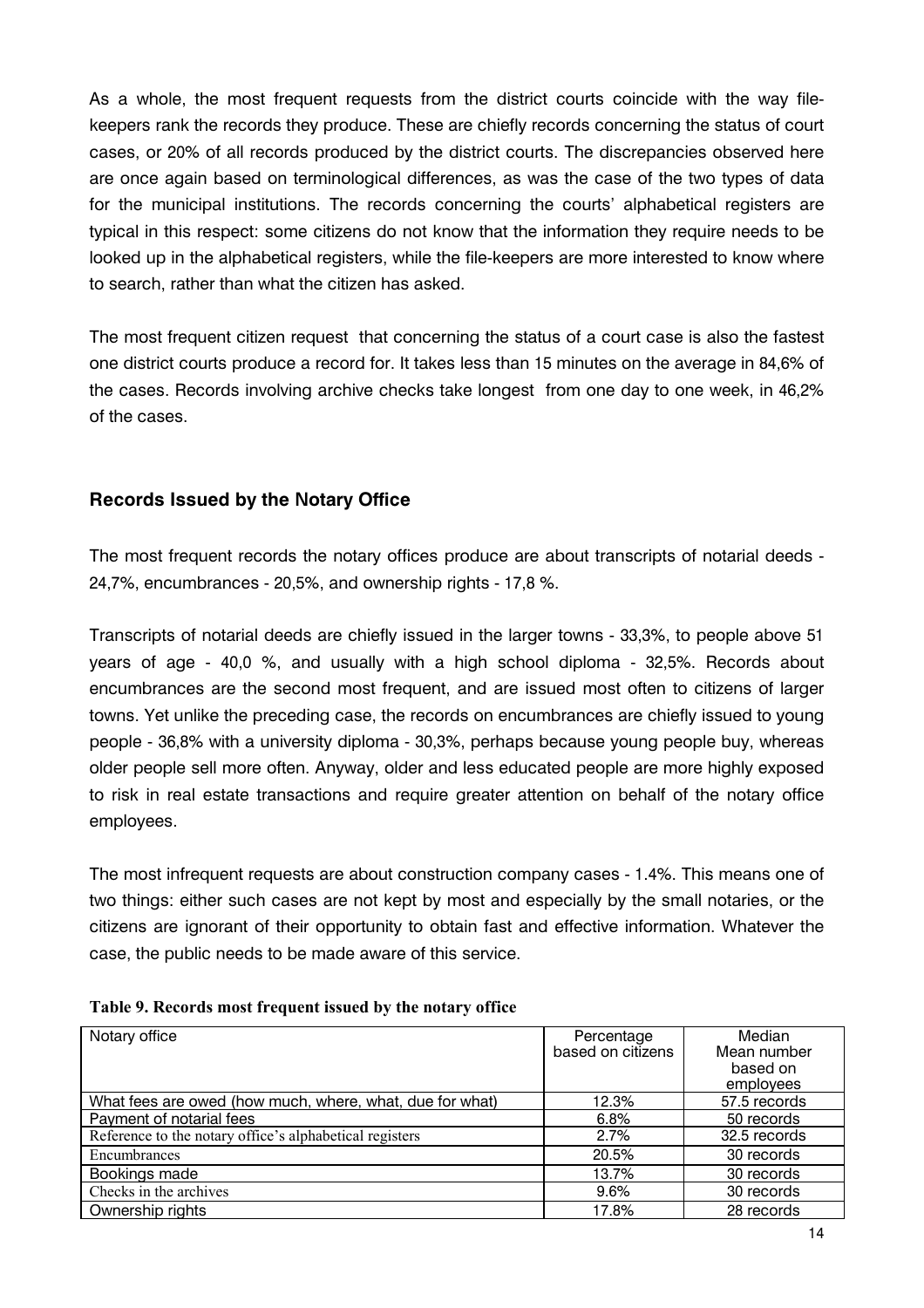As a whole, the most frequent requests from the district courts coincide with the way file-keepers rank the records they produce. These are chiefly records concerning the status of court cases, or 20% of all records produced by the district courts. The discrepancies observed here are once again based on terminological differences, as was the case of the two types of data for the municipal institutions. The records concerning the courts' alphabetical registers are typical in this respect: some citizens do not know that the information they require needs to be looked up in the alphabetical registers, while the file-keepers are more interested to know where to search, rather than what the citizen has asked.

The most frequent citizen request that concerning the status of a court case is also the fastest one district courts produce a record for. It takes less than 15 minutes on the average in 84,6% of the cases. Records involving archive checks take longest from one day to one week, in 46,2% of the cases.

## Records Issued by the Notary Office

The most frequent records the notary offices produce are about transcripts of notarial deeds - 24,7%, encumbrances - 20,5%, and ownership rights - 17,8 %.

Transcripts of notarial deeds are chiefly issued in the larger towns - 33,3%, to people above 51 years of age - 40,0 %, and usually with a high school diploma - 32,5%. Records about encumbrances are the second most frequent, and are issued most often to citizens of larger towns. Yet unlike the preceding case, the records on encumbrances are chiefly issued to young people - 36,8% with a university diploma - 30,3%, perhaps because young people buy, whereas older people sell more often. Anyway, older and less educated people are more highly exposed to risk in real estate transactions and require greater attention on behalf of the notary office employees.

The most infrequent requests are about construction company cases - 1.4%. This means one of two things: either such cases are not kept by most and especially by the small notaries, or the citizens are ignorant of their opportunity to obtain fast and effective information. Whatever the case, the public needs to be made aware of this service.

**Table 9. Records most frequent issued by the notary office**

| Notary office | Percentage based on citizens | Median Mean number based on employees |
|---|---|---|
| What fees are owed (how much, where, what, due for what) | 12.3% | 57.5 records |
| Payment of notarial fees | 6.8% | 50 records |
| Reference to the notary office's alphabetical registers | 2.7% | 32.5 records |
| Encumbrances | 20.5% | 30 records |
| Bookings made | 13.7% | 30 records |
| Checks in the archives | 9.6% | 30 records |
| Ownership rights | 17.8% | 28 records |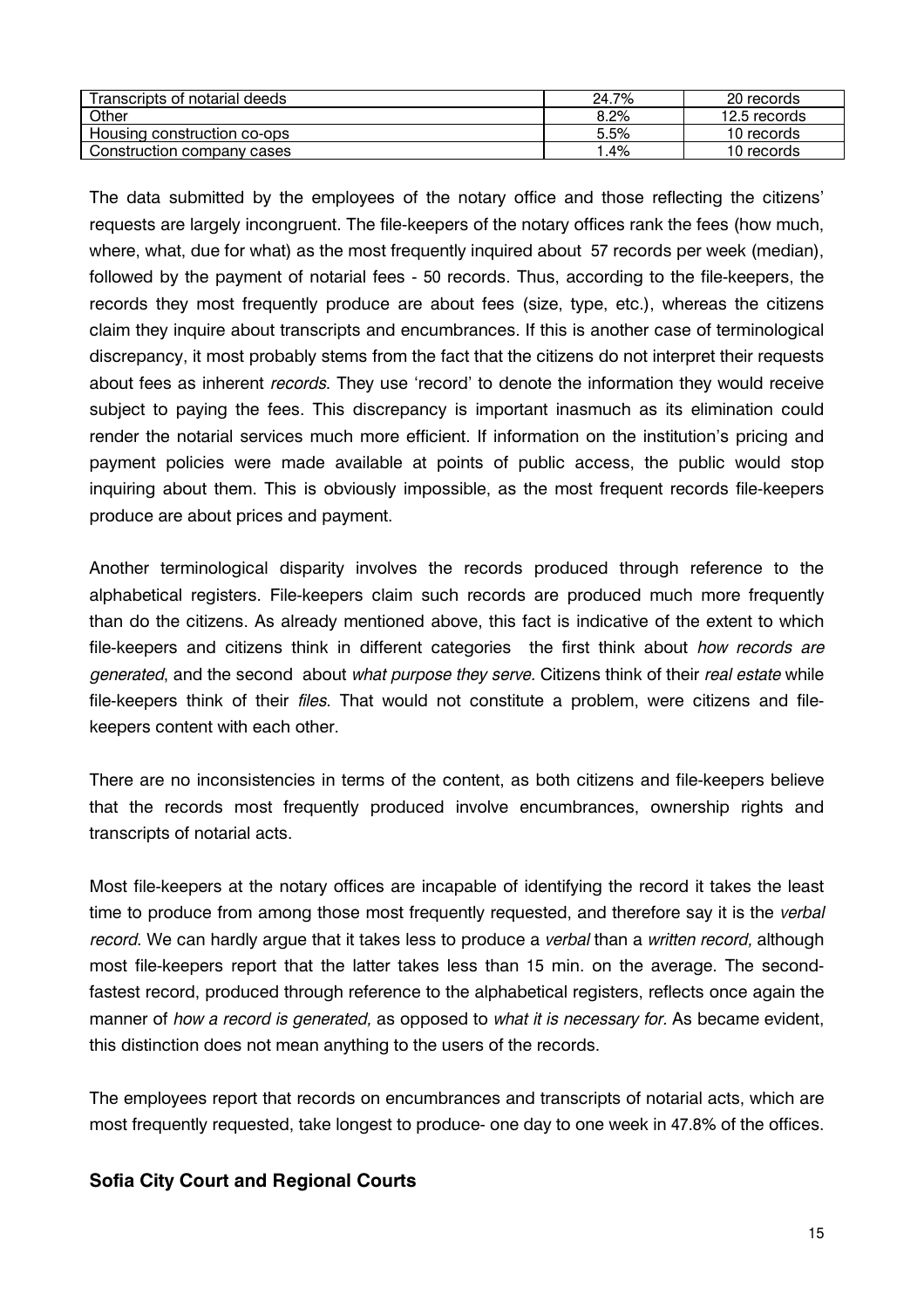| Transcripts of notarial deeds | 24.7% | 20 records |
|---|---|---|
| Other | 8.2% | 12.5 records |
| Housing construction co-ops | 5.5% | 10 records |
| Construction company cases | 1.4% | 10 records |

The data submitted by the employees of the notary office and those reflecting the citizens' requests are largely incongruent. The file-keepers of the notary offices rank the fees (how much, where, what, due for what) as the most frequently inquired about 57 records per week (median), followed by the payment of notarial fees - 50 records. Thus, according to the file-keepers, the records they most frequently produce are about fees (size, type, etc.), whereas the citizens claim they inquire about transcripts and encumbrances. If this is another case of terminological discrepancy, it most probably stems from the fact that the citizens do not interpret their requests about fees as inherent *records*. They use 'record' to denote the information they would receive subject to paying the fees. This discrepancy is important inasmuch as its elimination could render the notarial services much more efficient. If information on the institution's pricing and payment policies were made available at points of public access, the public would stop inquiring about them. This is obviously impossible, as the most frequent records file-keepers produce are about prices and payment.

Another terminological disparity involves the records produced through reference to the alphabetical registers. File-keepers claim such records are produced much more frequently than do the citizens. As already mentioned above, this fact is indicative of the extent to which file-keepers and citizens think in different categories the first think about *how records are generated*, and the second about *what purpose they serve*. Citizens think of their *real estate* while file-keepers think of their *files*. That would not constitute a problem, were citizens and file-keepers content with each other.

There are no inconsistencies in terms of the content, as both citizens and file-keepers believe that the records most frequently produced involve encumbrances, ownership rights and transcripts of notarial acts.

Most file-keepers at the notary offices are incapable of identifying the record it takes the least time to produce from among those most frequently requested, and therefore say it is the *verbal record*. We can hardly argue that it takes less to produce a *verbal* than a *written record,* although most file-keepers report that the latter takes less than 15 min. on the average. The second-fastest record, produced through reference to the alphabetical registers, reflects once again the manner of *how a record is generated,* as opposed to *what it is necessary for*. As became evident, this distinction does not mean anything to the users of the records.

The employees report that records on encumbrances and transcripts of notarial acts, which are most frequently requested, take longest to produce- one day to one week in 47.8% of the offices.

## Sofia City Court and Regional Courts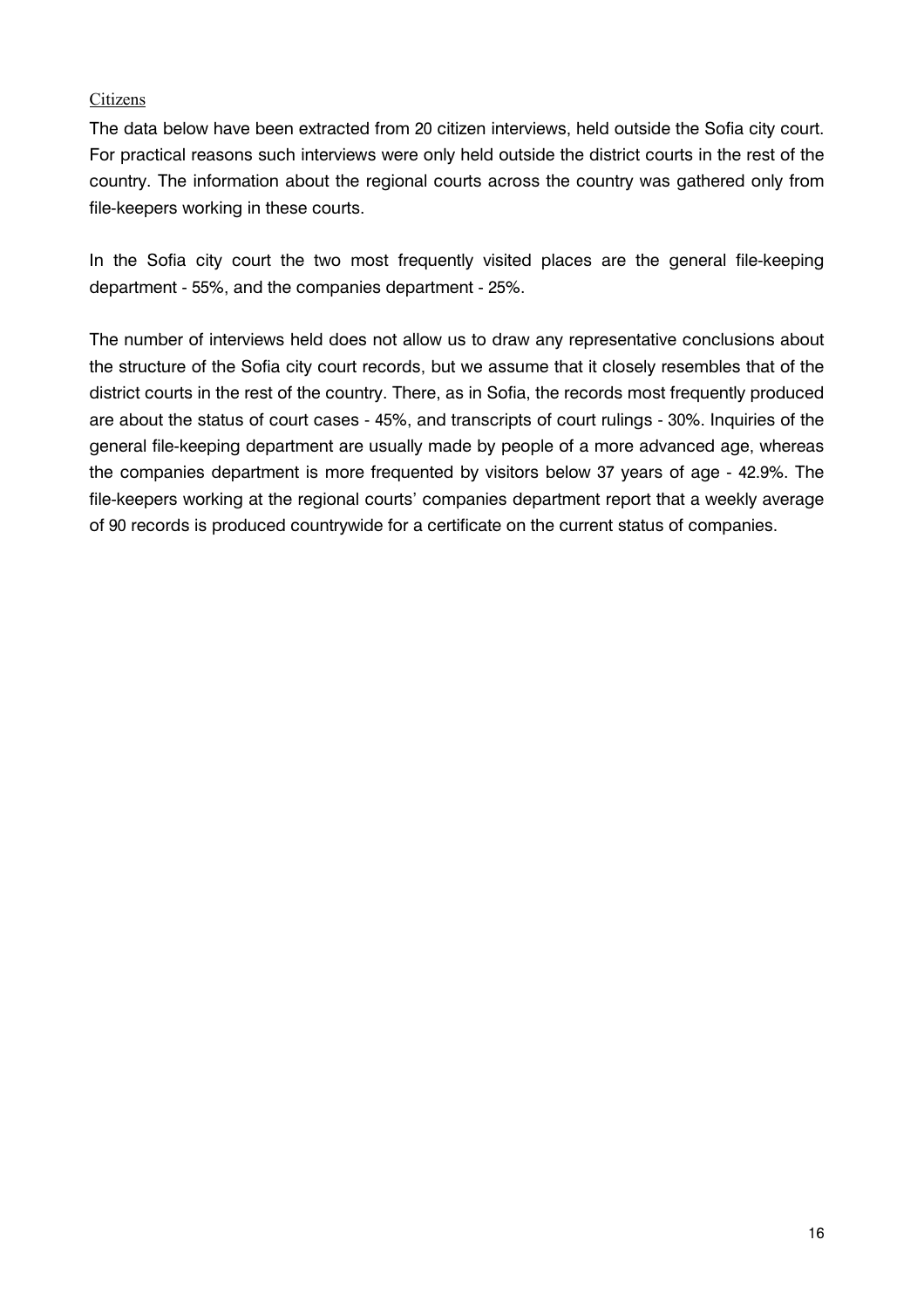Citizens

The data below have been extracted from 20 citizen interviews, held outside the Sofia city court. For practical reasons such interviews were only held outside the district courts in the rest of the country. The information about the regional courts across the country was gathered only from file-keepers working in these courts.

In the Sofia city court the two most frequently visited places are the general file-keeping department - 55%, and the companies department - 25%.

The number of interviews held does not allow us to draw any representative conclusions about the structure of the Sofia city court records, but we assume that it closely resembles that of the district courts in the rest of the country. There, as in Sofia, the records most frequently produced are about the status of court cases - 45%, and transcripts of court rulings - 30%. Inquiries of the general file-keeping department are usually made by people of a more advanced age, whereas the companies department is more frequented by visitors below 37 years of age - 42.9%. The file-keepers working at the regional courts' companies department report that a weekly average of 90 records is produced countrywide for a certificate on the current status of companies.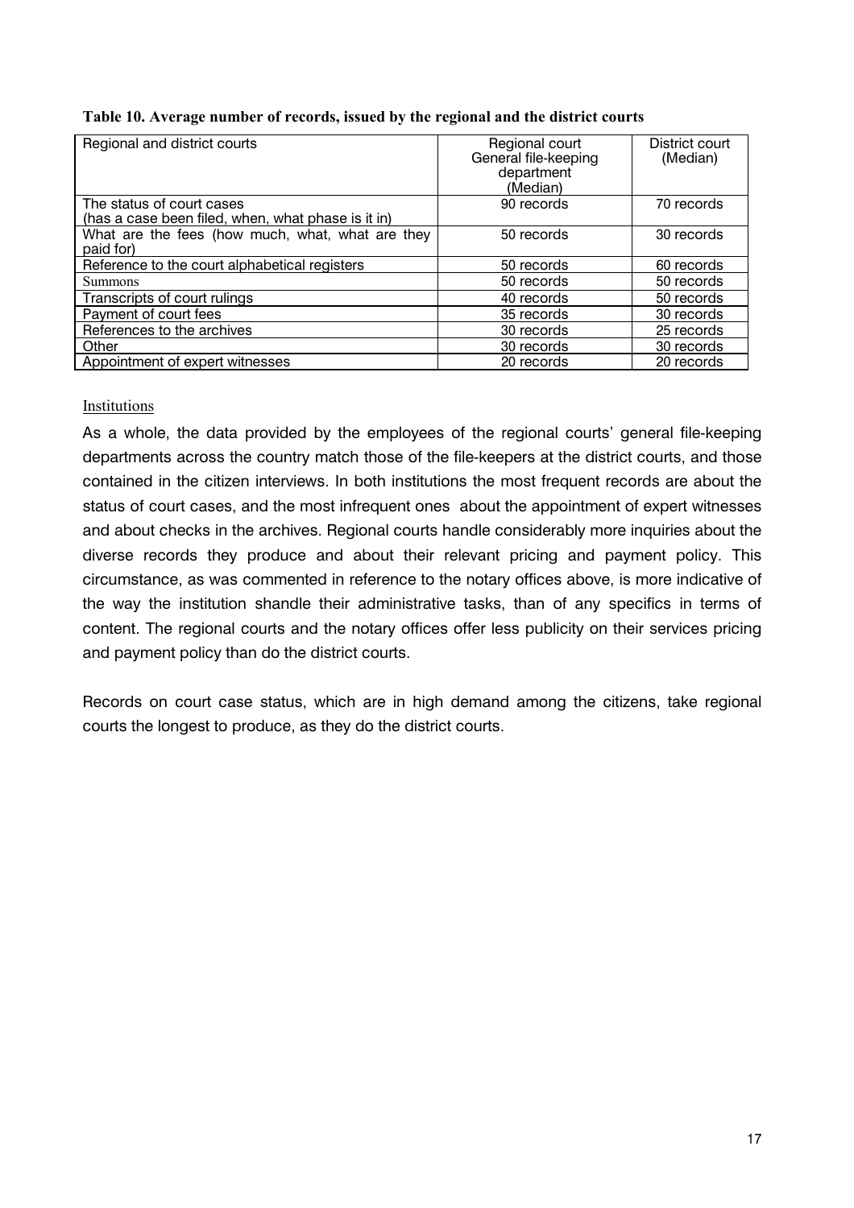**Table 10. Average number of records, issued by the regional and the district courts**

| Regional and district courts | Regional court General file-keeping department (Median) | District court (Median) |
|---|---|---|
| The status of court cases (has a case been filed, when, what phase is it in) | 90 records | 70 records |
| What are the fees (how much, what, what are they paid for) | 50 records | 30 records |
| Reference to the court alphabetical registers | 50 records | 60 records |
| Summons | 50 records | 50 records |
| Transcripts of court rulings | 40 records | 50 records |
| Payment of court fees | 35 records | 30 records |
| References to the archives | 30 records | 25 records |
| Other | 30 records | 30 records |
| Appointment of expert witnesses | 20 records | 20 records |

Institutions

As a whole, the data provided by the employees of the regional courts' general file-keeping departments across the country match those of the file-keepers at the district courts, and those contained in the citizen interviews. In both institutions the most frequent records are about the status of court cases, and the most infrequent ones about the appointment of expert witnesses and about checks in the archives. Regional courts handle considerably more inquiries about the diverse records they produce and about their relevant pricing and payment policy. This circumstance, as was commented in reference to the notary offices above, is more indicative of the way the institution shandle their administrative tasks, than of any specifics in terms of content. The regional courts and the notary offices offer less publicity on their services pricing and payment policy than do the district courts.

Records on court case status, which are in high demand among the citizens, take regional courts the longest to produce, as they do the district courts.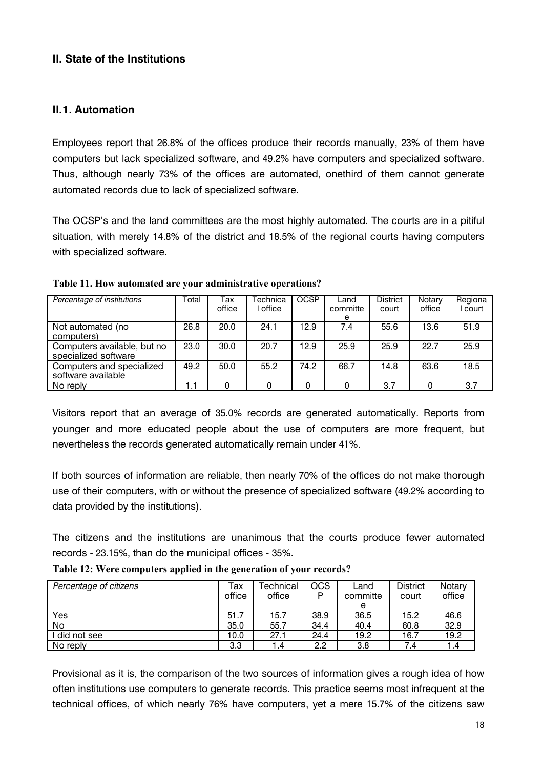## II. State of the Institutions

### II.1. Automation

Employees report that 26.8% of the offices produce their records manually, 23% of them have computers but lack specialized software, and 49.2% have computers and specialized software. Thus, although nearly 73% of the offices are automated, onethird of them cannot generate automated records due to lack of specialized software.

The OCSP's and the land committees are the most highly automated. The courts are in a pitiful situation, with merely 14.8% of the district and 18.5% of the regional courts having computers with specialized software.

**Table 11. How automated are your administrative operations?**

| *Percentage of institutions* | Total | Tax office | Technical office | OCSP | Land committee | District court | Notary office | Regional court |
|---|---|---|---|---|---|---|---|---|
| Not automated (no computers) | 26.8 | 20.0 | 24.1 | 12.9 | 7.4 | 55.6 | 13.6 | 51.9 |
| Computers available, but no specialized software | 23.0 | 30.0 | 20.7 | 12.9 | 25.9 | 25.9 | 22.7 | 25.9 |
| Computers and specialized software available | 49.2 | 50.0 | 55.2 | 74.2 | 66.7 | 14.8 | 63.6 | 18.5 |
| No reply | 1.1 | 0 | 0 | 0 | 0 | 3.7 | 0 | 3.7 |

Visitors report that an average of 35.0% records are generated automatically. Reports from younger and more educated people about the use of computers are more frequent, but nevertheless the records generated automatically remain under 41%.

If both sources of information are reliable, then nearly 70% of the offices do not make thorough use of their computers, with or without the presence of specialized software (49.2% according to data provided by the institutions).

The citizens and the institutions are unanimous that the courts produce fewer automated records - 23.15%, than do the municipal offices - 35%.

**Table 12: Were computers applied in the generation of your records?**

| *Percentage of citizens* | Tax office | Technical office | OCSP | Land committee | District court | Notary office |
|---|---|---|---|---|---|---|
| Yes | 51.7 | 15.7 | 38.9 | 36.5 | 15.2 | 46.6 |
| No | 35.0 | 55.7 | 34.4 | 40.4 | 60.8 | 32.9 |
| I did not see | 10.0 | 27.1 | 24.4 | 19.2 | 16.7 | 19.2 |
| No reply | 3.3 | 1.4 | 2.2 | 3.8 | 7.4 | 1.4 |

Provisional as it is, the comparison of the two sources of information gives a rough idea of how often institutions use computers to generate records. This practice seems most infrequent at the technical offices, of which nearly 76% have computers, yet a mere 15.7% of the citizens saw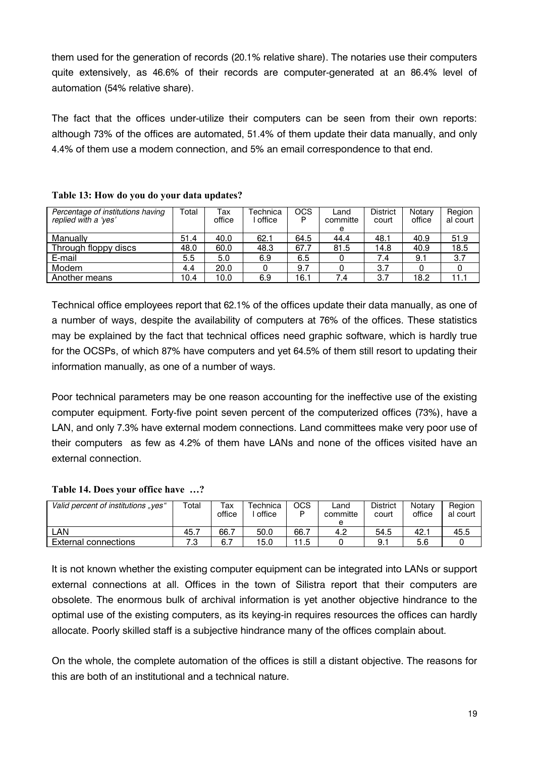them used for the generation of records (20.1% relative share). The notaries use their computers quite extensively, as 46.6% of their records are computer-generated at an 86.4% level of automation (54% relative share).

The fact that the offices under-utilize their computers can be seen from their own reports: although 73% of the offices are automated, 51.4% of them update their data manually, and only 4.4% of them use a modem connection, and 5% an email correspondence to that end.

**Table 13: How do you do your data updates?**

| *Percentage of institutions having replied with a 'yes'* | Total | Tax office | Technical office | OCSP | Land committee | District court | Notary office | Regional court |
|---|---|---|---|---|---|---|---|---|
| Manually | 51.4 | 40.0 | 62.1 | 64.5 | 44.4 | 48.1 | 40.9 | 51.9 |
| Through floppy discs | 48.0 | 60.0 | 48.3 | 67.7 | 81.5 | 14.8 | 40.9 | 18.5 |
| E-mail | 5.5 | 5.0 | 6.9 | 6.5 | 0 | 7.4 | 9.1 | 3.7 |
| Modem | 4.4 | 20.0 | 0 | 9.7 | 0 | 3.7 | 0 | 0 |
| Another means | 10.4 | 10.0 | 6.9 | 16.1 | 7.4 | 3.7 | 18.2 | 11.1 |

Technical office employees report that 62.1% of the offices update their data manually, as one of a number of ways, despite the availability of computers at 76% of the offices. These statistics may be explained by the fact that technical offices need graphic software, which is hardly true for the OCSPs, of which 87% have computers and yet 64.5% of them still resort to updating their information manually, as one of a number of ways.

Poor technical parameters may be one reason accounting for the ineffective use of the existing computer equipment. Forty-five point seven percent of the computerized offices (73%), have a LAN, and only 7.3% have external modem connections. Land committees make very poor use of their computers as few as 4.2% of them have LANs and none of the offices visited have an external connection.

**Table 14. Does your office have …?**

| *Valid percent of institutions „yes"* | Total | Tax office | Technical office | OCSP | Land committee | District court | Notary office | Regional court |
|---|---|---|---|---|---|---|---|---|
| LAN | 45.7 | 66.7 | 50.0 | 66.7 | 4.2 | 54.5 | 42.1 | 45.5 |
| External connections | 7.3 | 6.7 | 15.0 | 11.5 | 0 | 9.1 | 5.6 | 0 |

It is not known whether the existing computer equipment can be integrated into LANs or support external connections at all. Offices in the town of Silistra report that their computers are obsolete. The enormous bulk of archival information is yet another objective hindrance to the optimal use of the existing computers, as its keying-in requires resources the offices can hardly allocate. Poorly skilled staff is a subjective hindrance many of the offices complain about.

On the whole, the complete automation of the offices is still a distant objective. The reasons for this are both of an institutional and a technical nature.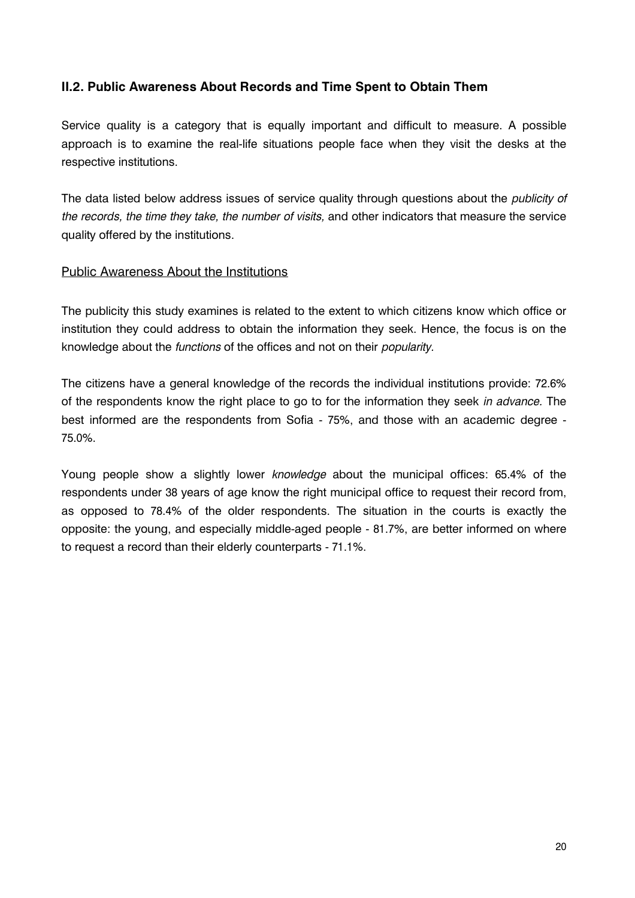## II.2. Public Awareness About Records and Time Spent to Obtain Them

Service quality is a category that is equally important and difficult to measure. A possible approach is to examine the real-life situations people face when they visit the desks at the respective institutions.

The data listed below address issues of service quality through questions about the *publicity of the records, the time they take, the number of visits,* and other indicators that measure the service quality offered by the institutions.

### Public Awareness About the Institutions

The publicity this study examines is related to the extent to which citizens know which office or institution they could address to obtain the information they seek. Hence, the focus is on the knowledge about the *functions* of the offices and not on their *popularity.*

The citizens have a general knowledge of the records the individual institutions provide: 72.6% of the respondents know the right place to go to for the information they seek *in advance.* The best informed are the respondents from Sofia - 75%, and those with an academic degree - 75.0%.

Young people show a slightly lower *knowledge* about the municipal offices: 65.4% of the respondents under 38 years of age know the right municipal office to request their record from, as opposed to 78.4% of the older respondents. The situation in the courts is exactly the opposite: the young, and especially middle-aged people - 81.7%, are better informed on where to request a record than their elderly counterparts - 71.1%.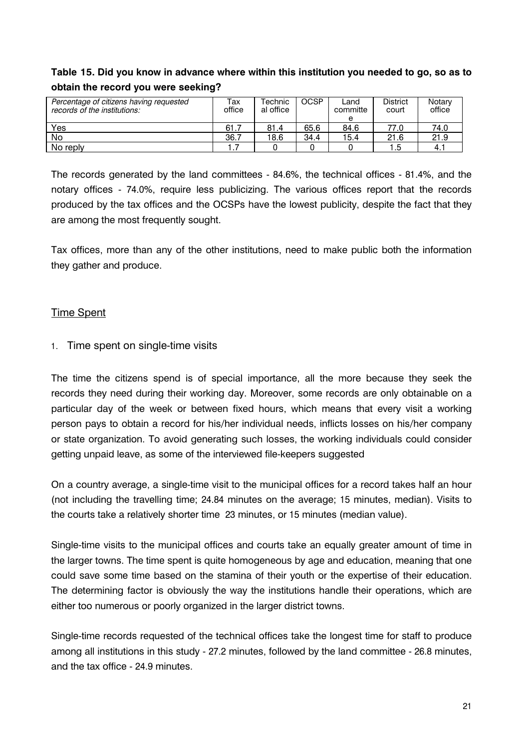**Table 15. Did you know in advance where within this institution you needed to go, so as to obtain the record you were seeking?**

| *Percentage of citizens having requested records of the institutions:* | Tax office | Technical office | OCSP | Land committee | District court | Notary office |
|---|---|---|---|---|---|---|
| Yes | 61.7 | 81.4 | 65.6 | 84.6 | 77.0 | 74.0 |
| No | 36.7 | 18.6 | 34.4 | 15.4 | 21.6 | 21.9 |
| No reply | 1.7 | 0 | 0 | 0 | 1.5 | 4.1 |

The records generated by the land committees - 84.6%, the technical offices - 81.4%, and the notary offices - 74.0%, require less publicizing. The various offices report that the records produced by the tax offices and the OCSPs have the lowest publicity, despite the fact that they are among the most frequently sought.

Tax offices, more than any of the other institutions, need to make public both the information they gather and produce.

## Time Spent

### 1. Time spent on single-time visits

The time the citizens spend is of special importance, all the more because they seek the records they need during their working day. Moreover, some records are only obtainable on a particular day of the week or between fixed hours, which means that every visit a working person pays to obtain a record for his/her individual needs, inflicts losses on his/her company or state organization. To avoid generating such losses, the working individuals could consider getting unpaid leave, as some of the interviewed file-keepers suggested

On a country average, a single-time visit to the municipal offices for a record takes half an hour (not including the travelling time; 24.84 minutes on the average; 15 minutes, median). Visits to the courts take a relatively shorter time 23 minutes, or 15 minutes (median value).

Single-time visits to the municipal offices and courts take an equally greater amount of time in the larger towns. The time spent is quite homogeneous by age and education, meaning that one could save some time based on the stamina of their youth or the expertise of their education. The determining factor is obviously the way the institutions handle their operations, which are either too numerous or poorly organized in the larger district towns.

Single-time records requested of the technical offices take the longest time for staff to produce among all institutions in this study - 27.2 minutes, followed by the land committee - 26.8 minutes, and the tax office - 24.9 minutes.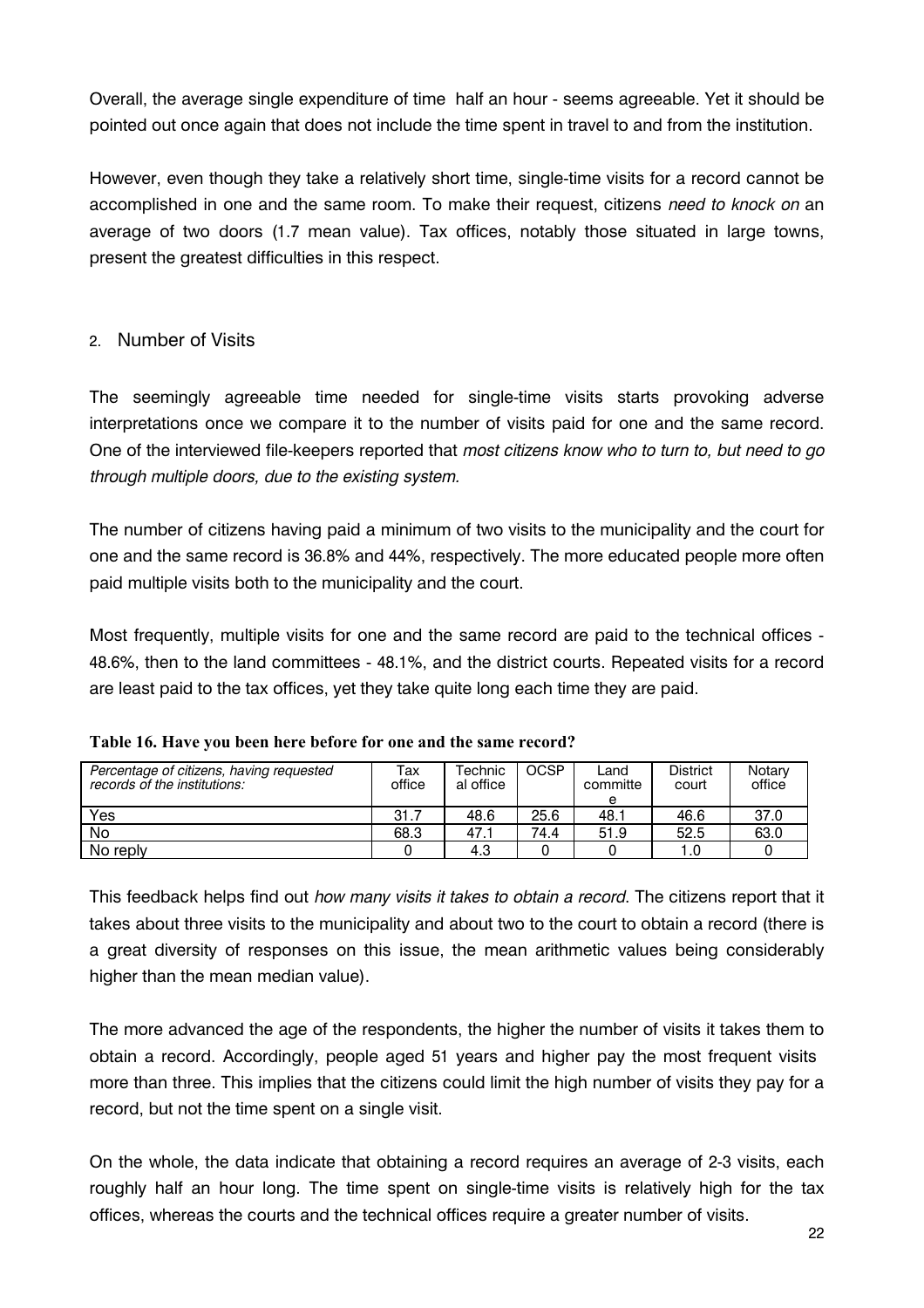Overall, the average single expenditure of time half an hour - seems agreeable. Yet it should be pointed out once again that does not include the time spent in travel to and from the institution.

However, even though they take a relatively short time, single-time visits for a record cannot be accomplished in one and the same room. To make their request, citizens *need to knock on* an average of two doors (1.7 mean value). Tax offices, notably those situated in large towns, present the greatest difficulties in this respect.

## 2. Number of Visits

The seemingly agreeable time needed for single-time visits starts provoking adverse interpretations once we compare it to the number of visits paid for one and the same record. One of the interviewed file-keepers reported that *most citizens know who to turn to, but need to go through multiple doors, due to the existing system.*

The number of citizens having paid a minimum of two visits to the municipality and the court for one and the same record is 36.8% and 44%, respectively. The more educated people more often paid multiple visits both to the municipality and the court.

Most frequently, multiple visits for one and the same record are paid to the technical offices - 48.6%, then to the land committees - 48.1%, and the district courts. Repeated visits for a record are least paid to the tax offices, yet they take quite long each time they are paid.

**Table 16. Have you been here before for one and the same record?**

| *Percentage of citizens, having requested records of the institutions:* | Tax office | Technical office | OCSP | Land committee | District court | Notary office |
|---|---|---|---|---|---|---|
| Yes | 31.7 | 48.6 | 25.6 | 48.1 | 46.6 | 37.0 |
| No | 68.3 | 47.1 | 74.4 | 51.9 | 52.5 | 63.0 |
| No reply | 0 | 4.3 | 0 | 0 | 1.0 | 0 |

This feedback helps find out *how many visits it takes to obtain a record*. The citizens report that it takes about three visits to the municipality and about two to the court to obtain a record (there is a great diversity of responses on this issue, the mean arithmetic values being considerably higher than the mean median value).

The more advanced the age of the respondents, the higher the number of visits it takes them to obtain a record. Accordingly, people aged 51 years and higher pay the most frequent visits more than three. This implies that the citizens could limit the high number of visits they pay for a record, but not the time spent on a single visit.

On the whole, the data indicate that obtaining a record requires an average of 2-3 visits, each roughly half an hour long. The time spent on single-time visits is relatively high for the tax offices, whereas the courts and the technical offices require a greater number of visits.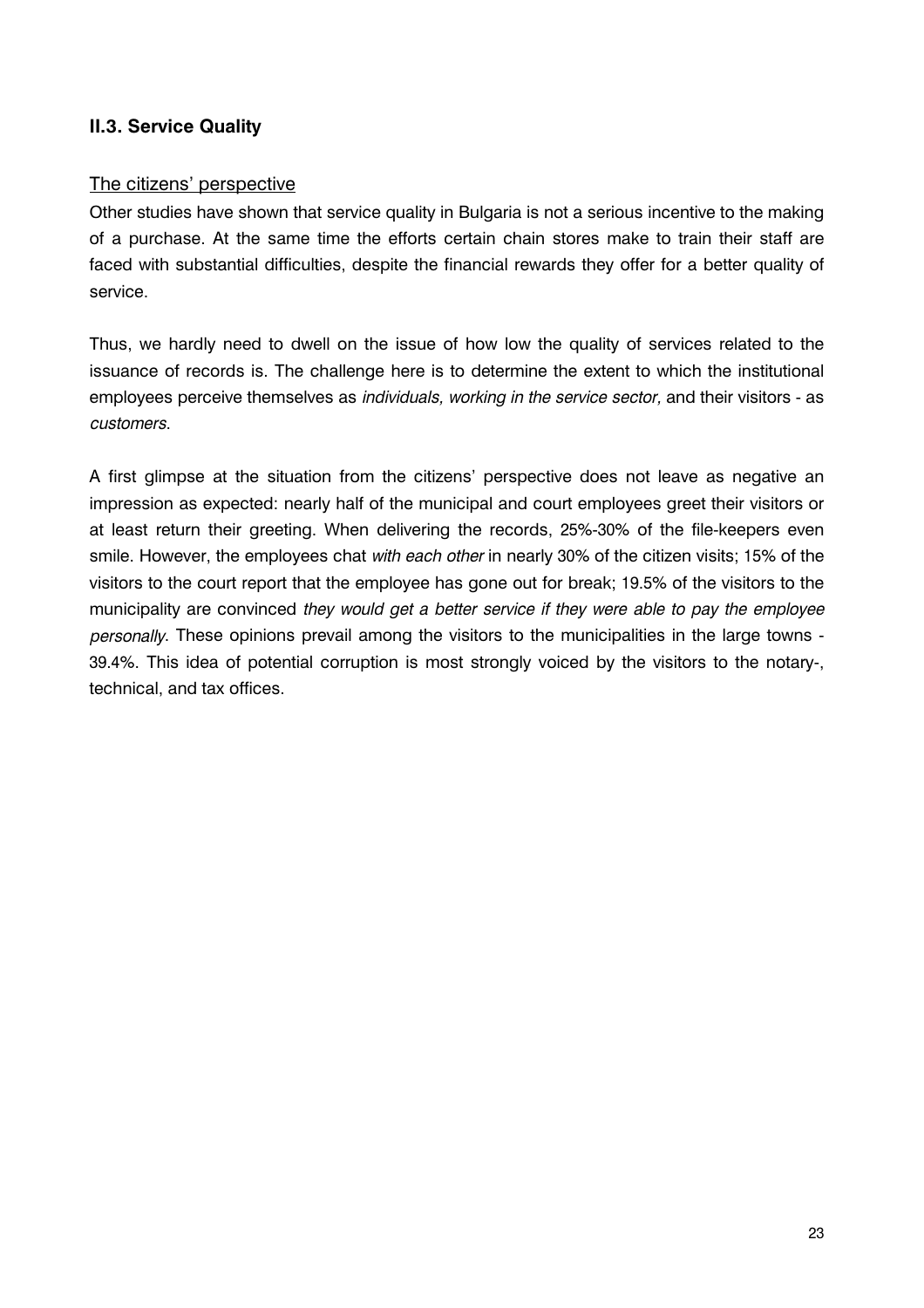## II.3. Service Quality

The citizens' perspective

Other studies have shown that service quality in Bulgaria is not a serious incentive to the making of a purchase. At the same time the efforts certain chain stores make to train their staff are faced with substantial difficulties, despite the financial rewards they offer for a better quality of service.

Thus, we hardly need to dwell on the issue of how low the quality of services related to the issuance of records is. The challenge here is to determine the extent to which the institutional employees perceive themselves as *individuals, working in the service sector,* and their visitors - as *customers*.

A first glimpse at the situation from the citizens' perspective does not leave as negative an impression as expected: nearly half of the municipal and court employees greet their visitors or at least return their greeting. When delivering the records, 25%-30% of the file-keepers even smile. However, the employees chat *with each other* in nearly 30% of the citizen visits; 15% of the visitors to the court report that the employee has gone out for break; 19.5% of the visitors to the municipality are convinced *they would get a better service if they were able to pay the employee personally*. These opinions prevail among the visitors to the municipalities in the large towns - 39.4%. This idea of potential corruption is most strongly voiced by the visitors to the notary-, technical, and tax offices.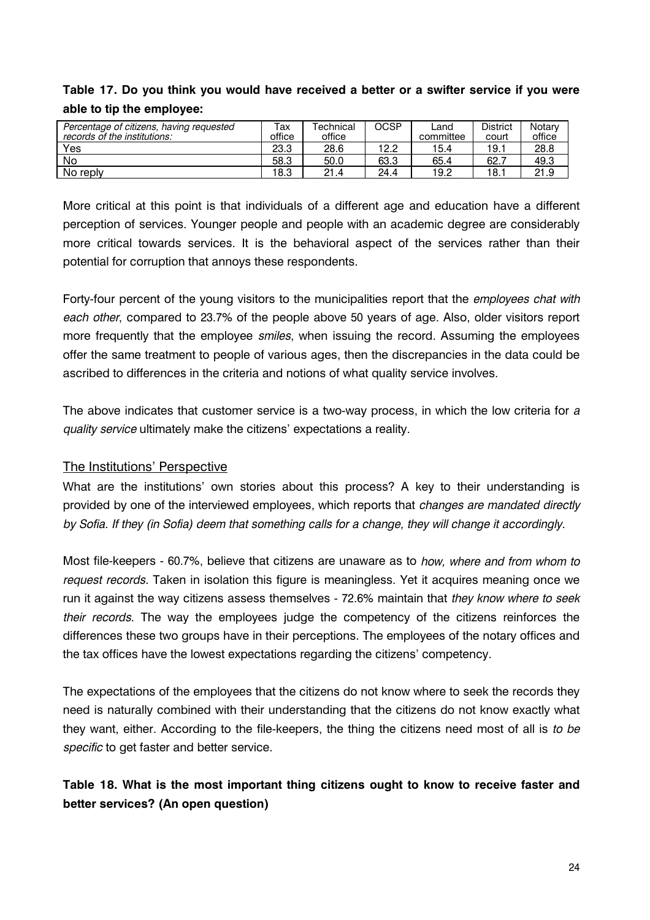**Table 17. Do you think you would have received a better or a swifter service if you were able to tip the employee:**

| *Percentage of citizens, having requested records of the institutions:* | Tax office | Technical office | OCSP | Land committee | District court | Notary office |
|---|---|---|---|---|---|---|
| Yes | 23.3 | 28.6 | 12.2 | 15.4 | 19.1 | 28.8 |
| No | 58.3 | 50.0 | 63.3 | 65.4 | 62.7 | 49.3 |
| No reply | 18.3 | 21.4 | 24.4 | 19.2 | 18.1 | 21.9 |

More critical at this point is that individuals of a different age and education have a different perception of services. Younger people and people with an academic degree are considerably more critical towards services. It is the behavioral aspect of the services rather than their potential for corruption that annoys these respondents.

Forty-four percent of the young visitors to the municipalities report that the *employees chat with each other*, compared to 23.7% of the people above 50 years of age. Also, older visitors report more frequently that the employee *smiles*, when issuing the record. Assuming the employees offer the same treatment to people of various ages, then the discrepancies in the data could be ascribed to differences in the criteria and notions of what quality service involves.

The above indicates that customer service is a two-way process, in which the low criteria for *a quality service* ultimately make the citizens' expectations a reality.

## The Institutions' Perspective

What are the institutions' own stories about this process? A key to their understanding is provided by one of the interviewed employees, which reports that *changes are mandated directly by Sofia. If they (in Sofia) deem that something calls for a change, they will change it accordingly.*

Most file-keepers - 60.7%, believe that citizens are unaware as to *how, where and from whom to request records.* Taken in isolation this figure is meaningless. Yet it acquires meaning once we run it against the way citizens assess themselves - 72.6% maintain that *they know where to seek their records*. The way the employees judge the competency of the citizens reinforces the differences these two groups have in their perceptions. The employees of the notary offices and the tax offices have the lowest expectations regarding the citizens' competency.

The expectations of the employees that the citizens do not know where to seek the records they need is naturally combined with their understanding that the citizens do not know exactly what they want, either. According to the file-keepers, the thing the citizens need most of all is *to be specific* to get faster and better service.

**Table 18. What is the most important thing citizens ought to know to receive faster and better services? (An open question)**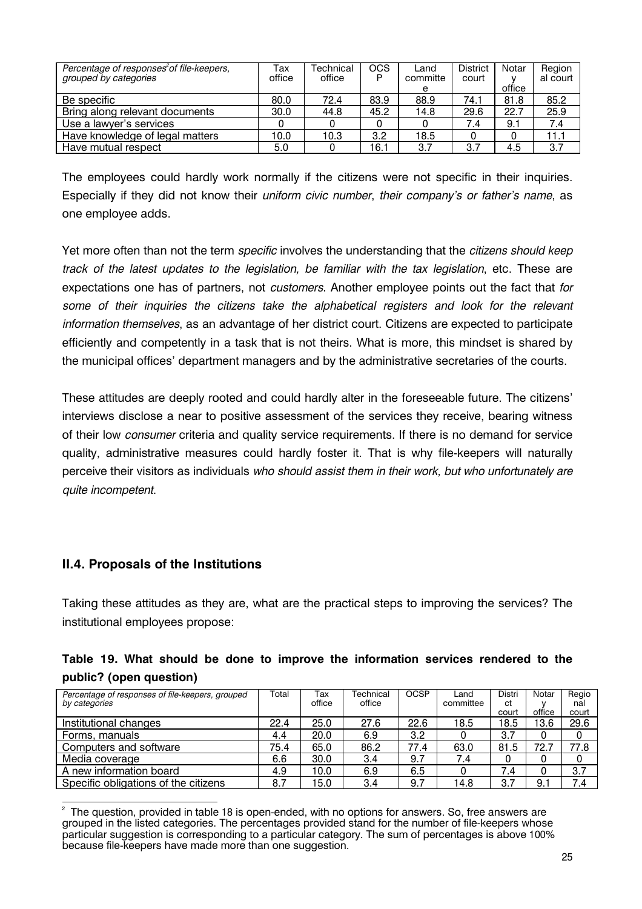| Percentage of responses[2] of file-keepers, grouped by categories | Tax office | Technical office | OCSP | Land committee | District court | Notary office | Regional court |
|---|---|---|---|---|---|---|---|
| Be specific | 80.0 | 72.4 | 83.9 | 88.9 | 74.1 | 81.8 | 85.2 |
| Bring along relevant documents | 30.0 | 44.8 | 45.2 | 14.8 | 29.6 | 22.7 | 25.9 |
| Use a lawyer's services | 0 | 0 | 0 | 0 | 7.4 | 9.1 | 7.4 |
| Have knowledge of legal matters | 10.0 | 10.3 | 3.2 | 18.5 | 0 | 0 | 11.1 |
| Have mutual respect | 5.0 | 0 | 16.1 | 3.7 | 3.7 | 4.5 | 3.7 |

The employees could hardly work normally if the citizens were not specific in their inquiries. Especially if they did not know their *uniform civic number*, *their company's or father's name*, as one employee adds.

Yet more often than not the term *specific* involves the understanding that the *citizens should keep track of the latest updates to the legislation, be familiar with the tax legislation*, etc. These are expectations one has of partners, not *customers*. Another employee points out the fact that *for some of their inquiries the citizens take the alphabetical registers and look for the relevant information themselves*, as an advantage of her district court. Citizens are expected to participate efficiently and competently in a task that is not theirs. What is more, this mindset is shared by the municipal offices' department managers and by the administrative secretaries of the courts.

These attitudes are deeply rooted and could hardly alter in the foreseeable future. The citizens' interviews disclose a near to positive assessment of the services they receive, bearing witness of their low *consumer* criteria and quality service requirements. If there is no demand for service quality, administrative measures could hardly foster it. That is why file-keepers will naturally perceive their visitors as individuals *who should assist them in their work, but who unfortunately are quite incompetent*.

## II.4. Proposals of the Institutions

Taking these attitudes as they are, what are the practical steps to improving the services? The institutional employees propose:

**Table 19. What should be done to improve the information services rendered to the public? (open question)**

| Percentage of responses of file-keepers, grouped by categories | Total | Tax office | Technical office | OCSP | Land committee | District court | Notary office | Regional court |
|---|---|---|---|---|---|---|---|---|
| Institutional changes | 22.4 | 25.0 | 27.6 | 22.6 | 18.5 | 18.5 | 13.6 | 29.6 |
| Forms, manuals | 4.4 | 20.0 | 6.9 | 3.2 | 0 | 3.7 | 0 | 0 |
| Computers and software | 75.4 | 65.0 | 86.2 | 77.4 | 63.0 | 81.5 | 72.7 | 77.8 |
| Media coverage | 6.6 | 30.0 | 3.4 | 9.7 | 7.4 | 0 | 0 | 0 |
| A new information board | 4.9 | 10.0 | 6.9 | 6.5 | 0 | 7.4 | 0 | 3.7 |
| Specific obligations of the citizens | 8.7 | 15.0 | 3.4 | 9.7 | 14.8 | 3.7 | 9.1 | 7.4 |

[2] The question, provided in table 18 is open-ended, with no options for answers. So, free answers are grouped in the listed categories. The percentages provided stand for the number of file-keepers whose particular suggestion is corresponding to a particular category. The sum of percentages is above 100% because file-keepers have made more than one suggestion.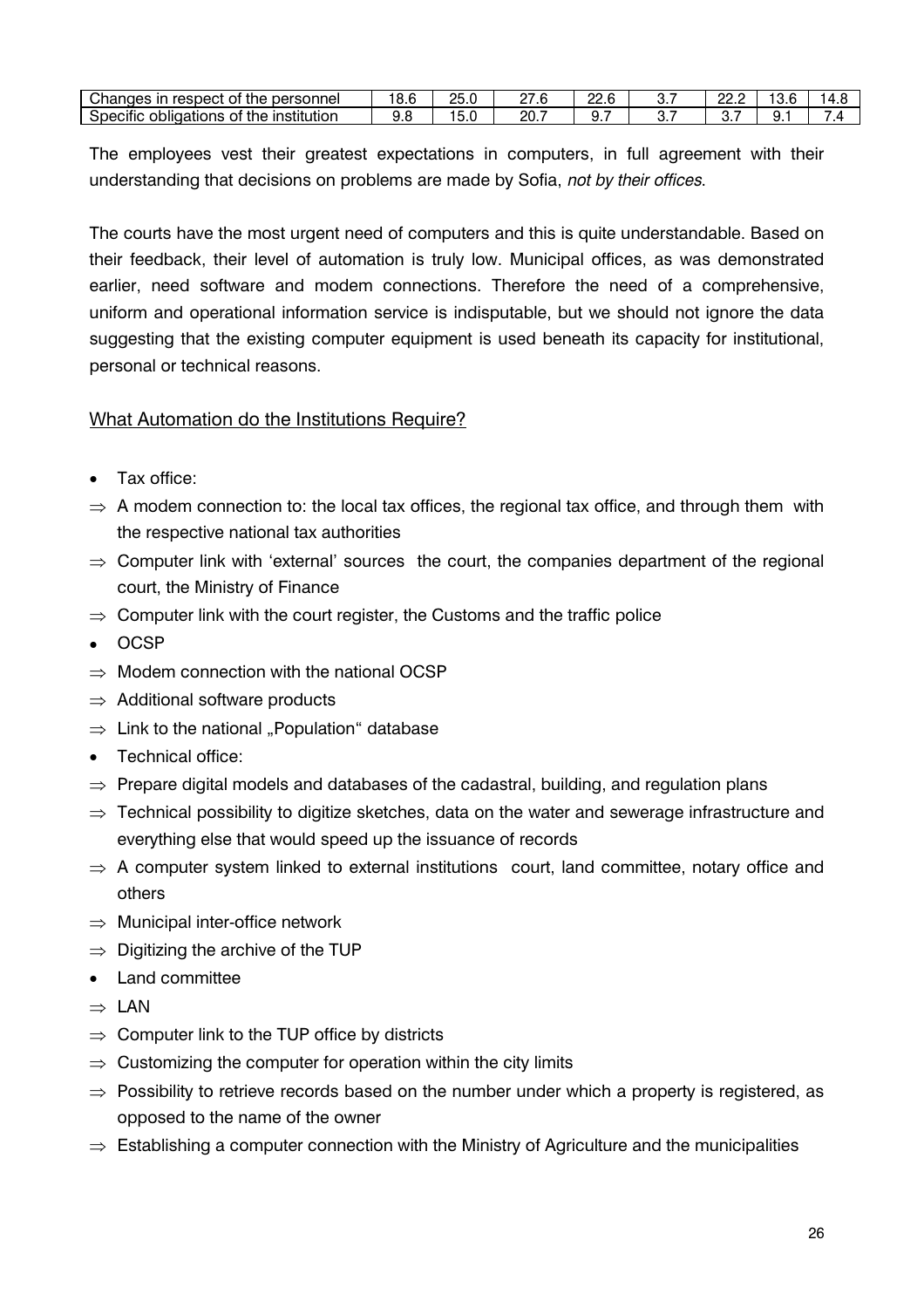| Changes in respect of the personnel | 18.6 | 25.0 | 27.6 | 22.6 | 3.7 | 22.2 | 13.6 | 14.8 |
|---|---|---|---|---|---|---|---|---|
| Specific obligations of the institution | 9.8 | 15.0 | 20.7 | 9.7 | 3.7 | 3.7 | 9.1 | 7.4 |

The employees vest their greatest expectations in computers, in full agreement with their understanding that decisions on problems are made by Sofia, *not by their offices*.

The courts have the most urgent need of computers and this is quite understandable. Based on their feedback, their level of automation is truly low. Municipal offices, as was demonstrated earlier, need software and modem connections. Therefore the need of a comprehensive, uniform and operational information service is indisputable, but we should not ignore the data suggesting that the existing computer equipment is used beneath its capacity for institutional, personal or technical reasons.

## What Automation do the Institutions Require?

- Tax office:
  - ⇒ A modem connection to: the local tax offices, the regional tax office, and through them with the respective national tax authorities
  - ⇒ Computer link with 'external' sources the court, the companies department of the regional court, the Ministry of Finance
  - ⇒ Computer link with the court register, the Customs and the traffic police
- OCSP
  - ⇒ Modem connection with the national OCSP
  - ⇒ Additional software products
  - ⇒ Link to the national „Population" database
- Technical office:
  - ⇒ Prepare digital models and databases of the cadastral, building, and regulation plans
  - ⇒ Technical possibility to digitize sketches, data on the water and sewerage infrastructure and everything else that would speed up the issuance of records
  - ⇒ A computer system linked to external institutions court, land committee, notary office and others
  - ⇒ Municipal inter-office network
  - ⇒ Digitizing the archive of the TUP
- Land committee
  - ⇒ LAN
  - ⇒ Computer link to the TUP office by districts
  - ⇒ Customizing the computer for operation within the city limits
  - ⇒ Possibility to retrieve records based on the number under which a property is registered, as opposed to the name of the owner
  - ⇒ Establishing a computer connection with the Ministry of Agriculture and the municipalities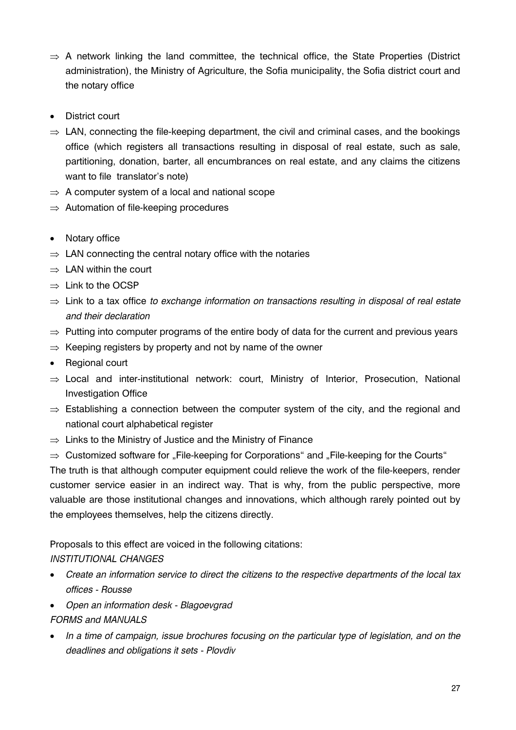- ⇒ A network linking the land committee, the technical office, the State Properties (District administration), the Ministry of Agriculture, the Sofia municipality, the Sofia district court and the notary office

- District court
- ⇒ LAN, connecting the file-keeping department, the civil and criminal cases, and the bookings office (which registers all transactions resulting in disposal of real estate, such as sale, partitioning, donation, barter, all encumbrances on real estate, and any claims the citizens want to file translator's note)
- ⇒ A computer system of a local and national scope
- ⇒ Automation of file-keeping procedures

- Notary office
- ⇒ LAN connecting the central notary office with the notaries
- ⇒ LAN within the court
- ⇒ Link to the OCSP
- ⇒ Link to a tax office *to exchange information on transactions resulting in disposal of real estate and their declaration*
- ⇒ Putting into computer programs of the entire body of data for the current and previous years
- ⇒ Keeping registers by property and not by name of the owner
- Regional court
- ⇒ Local and inter-institutional network: court, Ministry of Interior, Prosecution, National Investigation Office
- ⇒ Establishing a connection between the computer system of the city, and the regional and national court alphabetical register
- ⇒ Links to the Ministry of Justice and the Ministry of Finance
- ⇒ Customized software for „File-keeping for Corporations" and „File-keeping for the Courts"

The truth is that although computer equipment could relieve the work of the file-keepers, render customer service easier in an indirect way. That is why, from the public perspective, more valuable are those institutional changes and innovations, which although rarely pointed out by the employees themselves, help the citizens directly.

Proposals to this effect are voiced in the following citations:

*INSTITUTIONAL CHANGES*

- *Create an information service to direct the citizens to the respective departments of the local tax offices - Rousse*
- *Open an information desk - Blagoevgrad*

*FORMS and MANUALS*

- *In a time of campaign, issue brochures focusing on the particular type of legislation, and on the deadlines and obligations it sets - Plovdiv*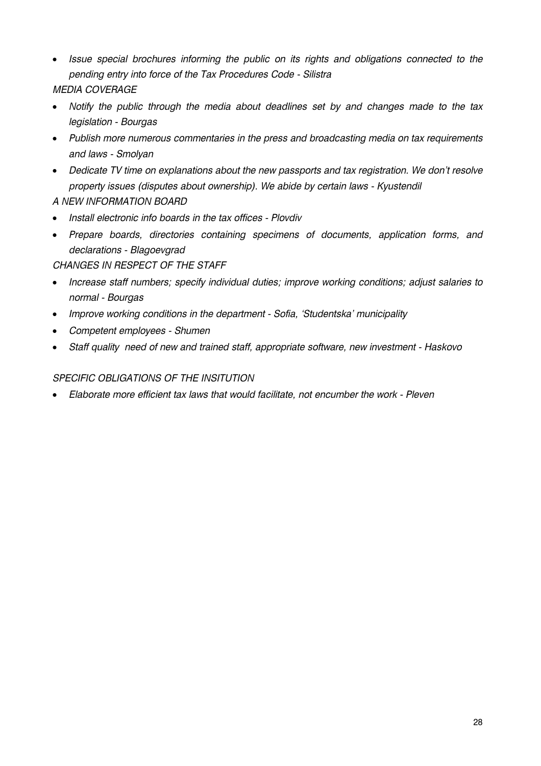- *Issue special brochures informing the public on its rights and obligations connected to the pending entry into force of the Tax Procedures Code - Silistra*

*MEDIA COVERAGE*

- *Notify the public through the media about deadlines set by and changes made to the tax legislation - Bourgas*
- *Publish more numerous commentaries in the press and broadcasting media on tax requirements and laws - Smolyan*
- *Dedicate TV time on explanations about the new passports and tax registration. We don't resolve property issues (disputes about ownership). We abide by certain laws - Kyustendil*

*A NEW INFORMATION BOARD*

- *Install electronic info boards in the tax offices - Plovdiv*
- *Prepare boards, directories containing specimens of documents, application forms, and declarations - Blagoevgrad*

*CHANGES IN RESPECT OF THE STAFF*

- *Increase staff numbers; specify individual duties; improve working conditions; adjust salaries to normal - Bourgas*
- *Improve working conditions in the department - Sofia, 'Studentska' municipality*
- *Competent employees - Shumen*
- *Staff quality need of new and trained staff, appropriate software, new investment - Haskovo*

*SPECIFIC OBLIGATIONS OF THE INSITUTION*

- *Elaborate more efficient tax laws that would facilitate, not encumber the work - Pleven*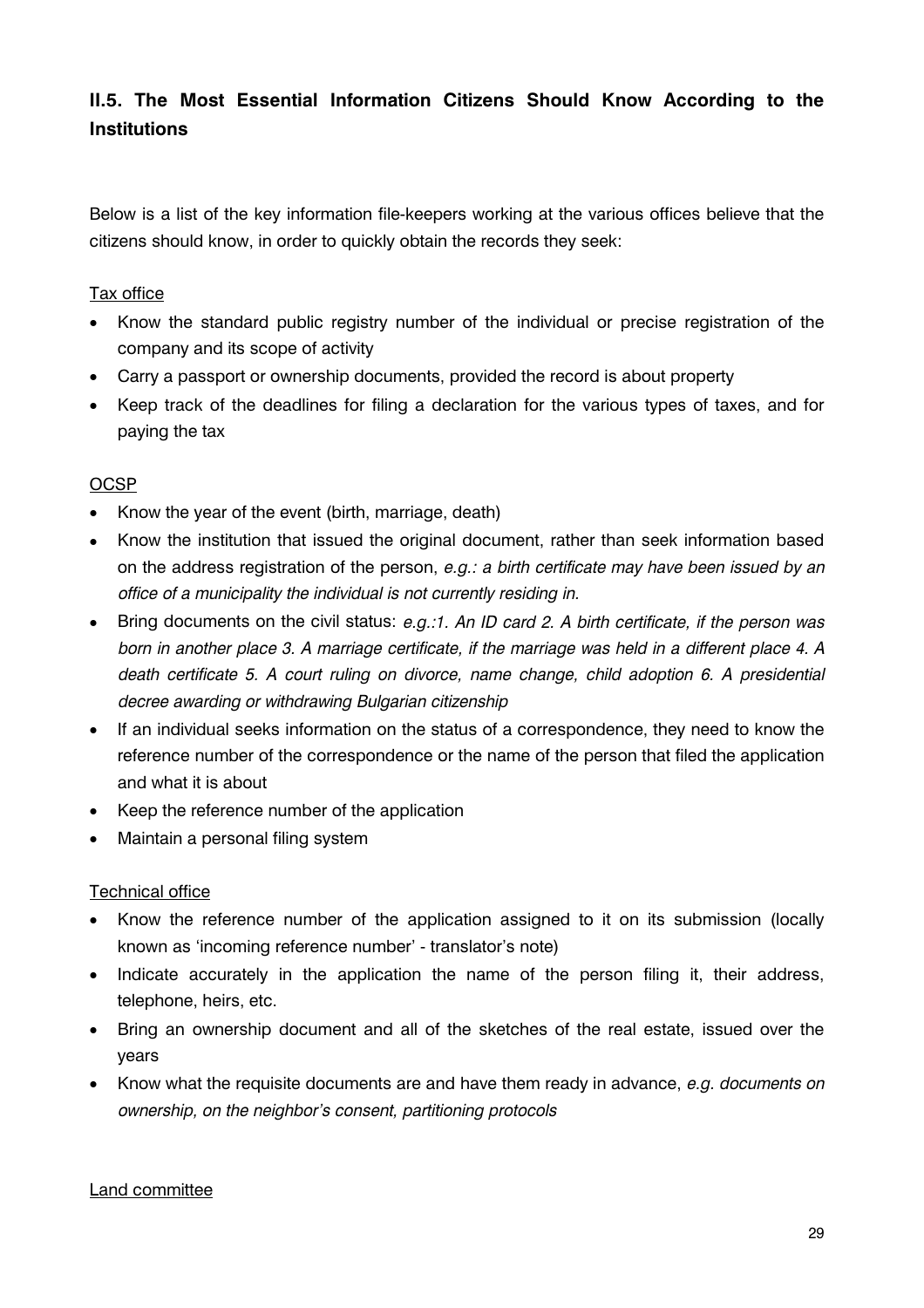## II.5. The Most Essential Information Citizens Should Know According to the Institutions

Below is a list of the key information file-keepers working at the various offices believe that the citizens should know, in order to quickly obtain the records they seek:

Tax office

- Know the standard public registry number of the individual or precise registration of the company and its scope of activity
- Carry a passport or ownership documents, provided the record is about property
- Keep track of the deadlines for filing a declaration for the various types of taxes, and for paying the tax

OCSP

- Know the year of the event (birth, marriage, death)
- Know the institution that issued the original document, rather than seek information based on the address registration of the person, *e.g.: a birth certificate may have been issued by an office of a municipality the individual is not currently residing in.*
- Bring documents on the civil status: *e.g.:1. An ID card 2. A birth certificate, if the person was born in another place 3. A marriage certificate, if the marriage was held in a different place 4. A death certificate 5. A court ruling on divorce, name change, child adoption 6. A presidential decree awarding or withdrawing Bulgarian citizenship*
- If an individual seeks information on the status of a correspondence, they need to know the reference number of the correspondence or the name of the person that filed the application and what it is about
- Keep the reference number of the application
- Maintain a personal filing system

Technical office

- Know the reference number of the application assigned to it on its submission (locally known as 'incoming reference number' - translator's note)
- Indicate accurately in the application the name of the person filing it, their address, telephone, heirs, etc.
- Bring an ownership document and all of the sketches of the real estate, issued over the years
- Know what the requisite documents are and have them ready in advance, *e.g. documents on ownership, on the neighbor's consent, partitioning protocols*

Land committee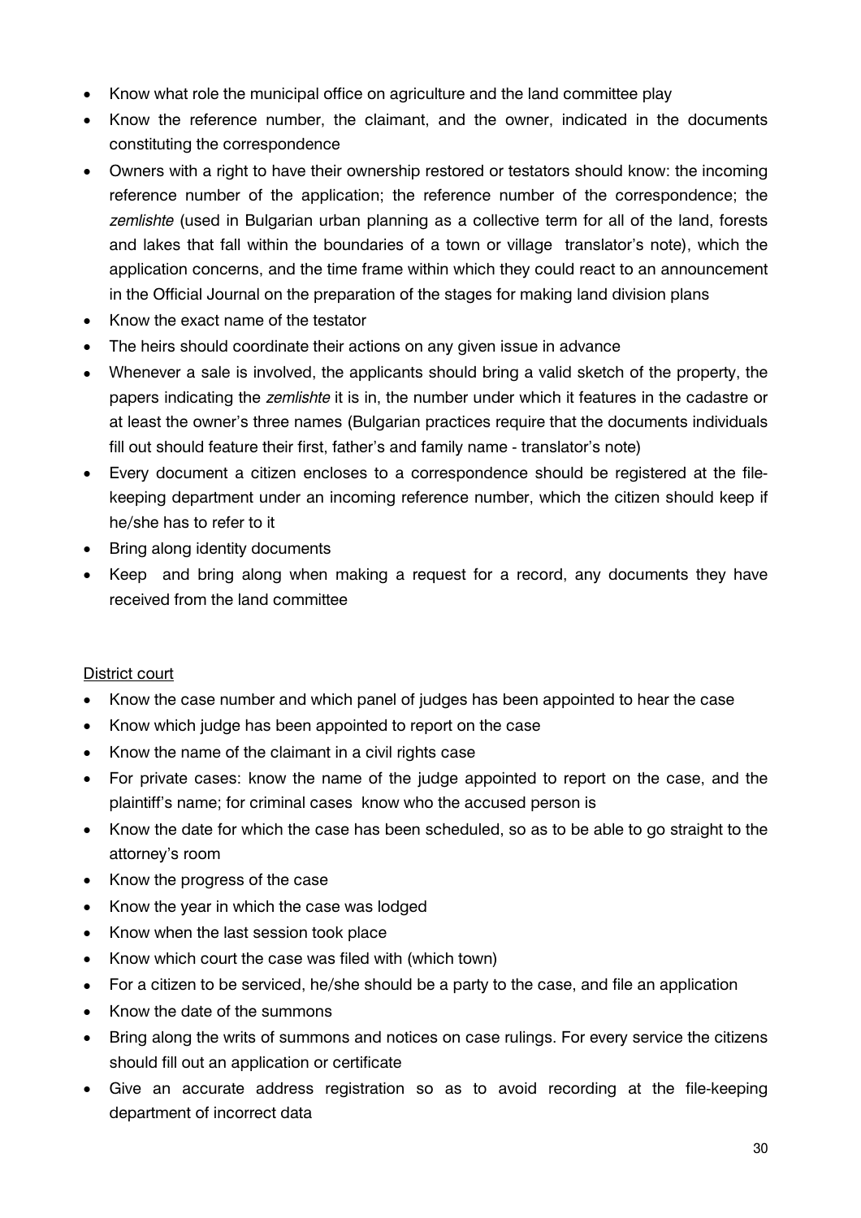- Know what role the municipal office on agriculture and the land committee play
- Know the reference number, the claimant, and the owner, indicated in the documents constituting the correspondence
- Owners with a right to have their ownership restored or testators should know: the incoming reference number of the application; the reference number of the correspondence; the *zemlishte* (used in Bulgarian urban planning as a collective term for all of the land, forests and lakes that fall within the boundaries of a town or village translator's note), which the application concerns, and the time frame within which they could react to an announcement in the Official Journal on the preparation of the stages for making land division plans
- Know the exact name of the testator
- The heirs should coordinate their actions on any given issue in advance
- Whenever a sale is involved, the applicants should bring a valid sketch of the property, the papers indicating the *zemlishte* it is in, the number under which it features in the cadastre or at least the owner's three names (Bulgarian practices require that the documents individuals fill out should feature their first, father's and family name - translator's note)
- Every document a citizen encloses to a correspondence should be registered at the file-keeping department under an incoming reference number, which the citizen should keep if he/she has to refer to it
- Bring along identity documents
- Keep and bring along when making a request for a record, any documents they have received from the land committee

<u>District court</u>

- Know the case number and which panel of judges has been appointed to hear the case
- Know which judge has been appointed to report on the case
- Know the name of the claimant in a civil rights case
- For private cases: know the name of the judge appointed to report on the case, and the plaintiff's name; for criminal cases know who the accused person is
- Know the date for which the case has been scheduled, so as to be able to go straight to the attorney's room
- Know the progress of the case
- Know the year in which the case was lodged
- Know when the last session took place
- Know which court the case was filed with (which town)
- For a citizen to be serviced, he/she should be a party to the case, and file an application
- Know the date of the summons
- Bring along the writs of summons and notices on case rulings. For every service the citizens should fill out an application or certificate
- Give an accurate address registration so as to avoid recording at the file-keeping department of incorrect data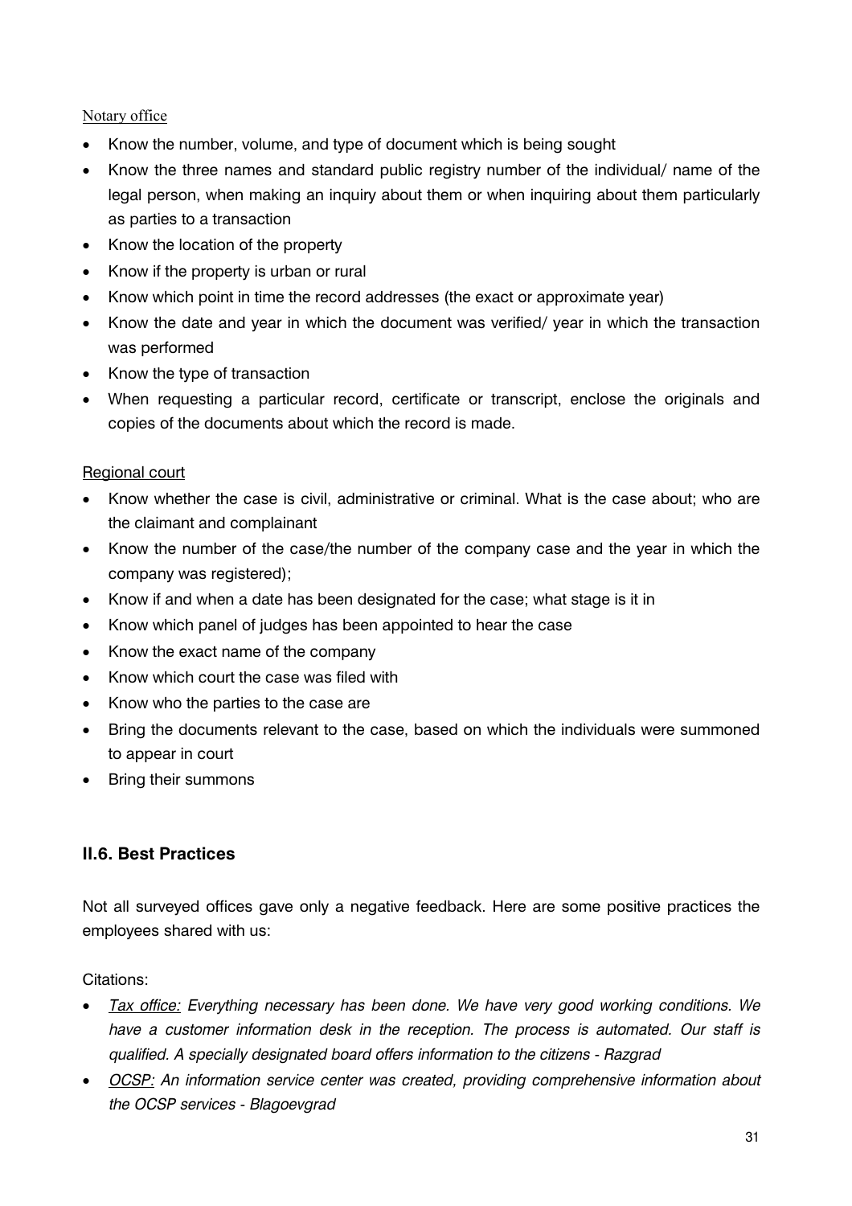Notary office

- Know the number, volume, and type of document which is being sought
- Know the three names and standard public registry number of the individual/ name of the legal person, when making an inquiry about them or when inquiring about them particularly as parties to a transaction
- Know the location of the property
- Know if the property is urban or rural
- Know which point in time the record addresses (the exact or approximate year)
- Know the date and year in which the document was verified/ year in which the transaction was performed
- Know the type of transaction
- When requesting a particular record, certificate or transcript, enclose the originals and copies of the documents about which the record is made.

Regional court

- Know whether the case is civil, administrative or criminal. What is the case about; who are the claimant and complainant
- Know the number of the case/the number of the company case and the year in which the company was registered);
- Know if and when a date has been designated for the case; what stage is it in
- Know which panel of judges has been appointed to hear the case
- Know the exact name of the company
- Know which court the case was filed with
- Know who the parties to the case are
- Bring the documents relevant to the case, based on which the individuals were summoned to appear in court
- Bring their summons

### II.6. Best Practices

Not all surveyed offices gave only a negative feedback. Here are some positive practices the employees shared with us:

Citations:

- *Tax office: Everything necessary has been done. We have very good working conditions. We have a customer information desk in the reception. The process is automated. Our staff is qualified. A specially designated board offers information to the citizens - Razgrad*
- *OCSP: An information service center was created, providing comprehensive information about the OCSP services - Blagoevgrad*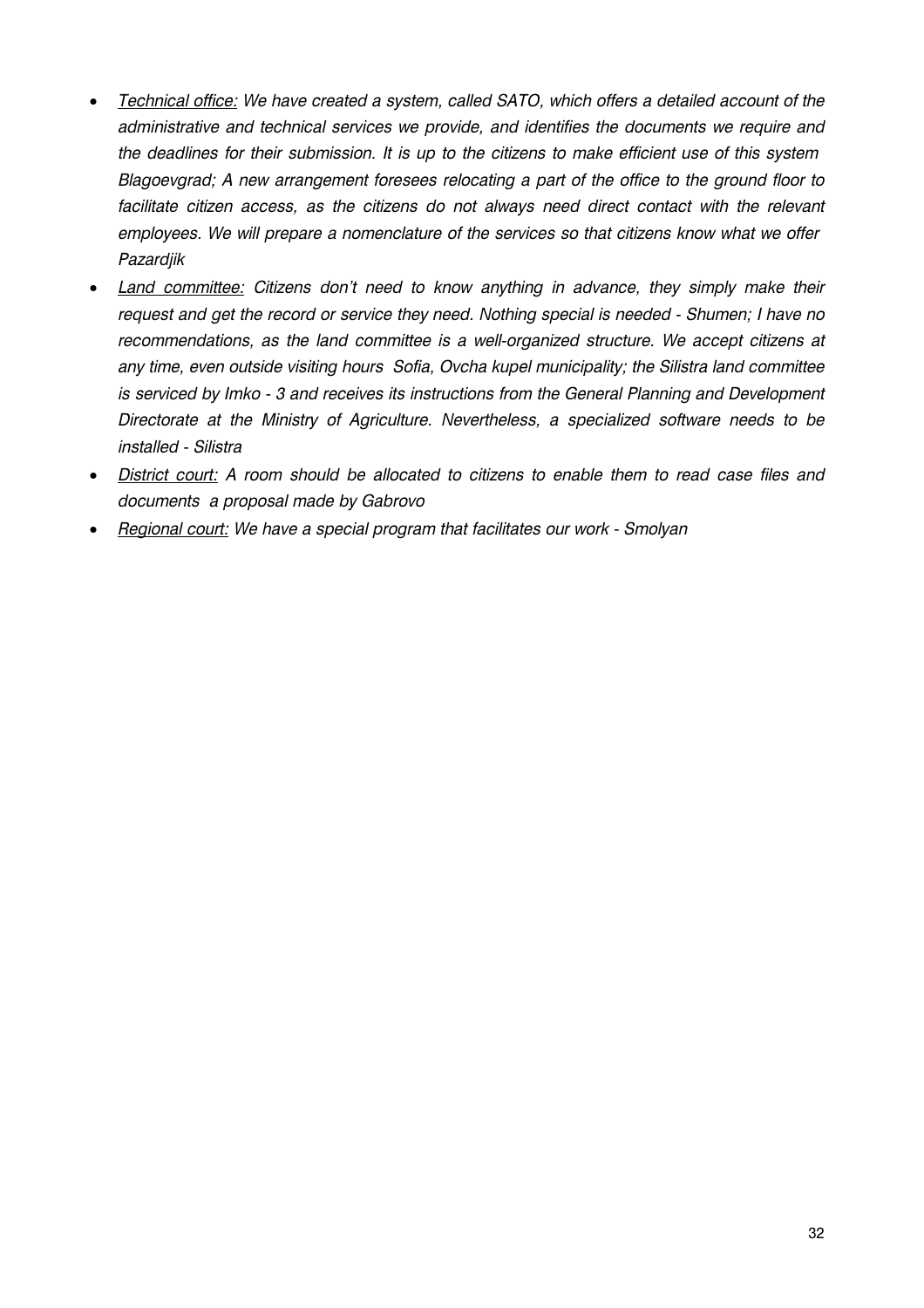- <u>*Technical office:*</u> *We have created a system, called SATO, which offers a detailed account of the administrative and technical services we provide, and identifies the documents we require and the deadlines for their submission. It is up to the citizens to make efficient use of this system Blagoevgrad; A new arrangement foresees relocating a part of the office to the ground floor to facilitate citizen access, as the citizens do not always need direct contact with the relevant employees. We will prepare a nomenclature of the services so that citizens know what we offer Pazardjik*
- <u>*Land committee:*</u> *Citizens don't need to know anything in advance, they simply make their request and get the record or service they need. Nothing special is needed - Shumen; I have no recommendations, as the land committee is a well-organized structure. We accept citizens at any time, even outside visiting hours Sofia, Ovcha kupel municipality; the Silistra land committee is serviced by Imko - 3 and receives its instructions from the General Planning and Development Directorate at the Ministry of Agriculture. Nevertheless, a specialized software needs to be installed - Silistra*
- <u>*District court:*</u> *A room should be allocated to citizens to enable them to read case files and documents a proposal made by Gabrovo*
- <u>*Regional court:*</u> *We have a special program that facilitates our work - Smolyan*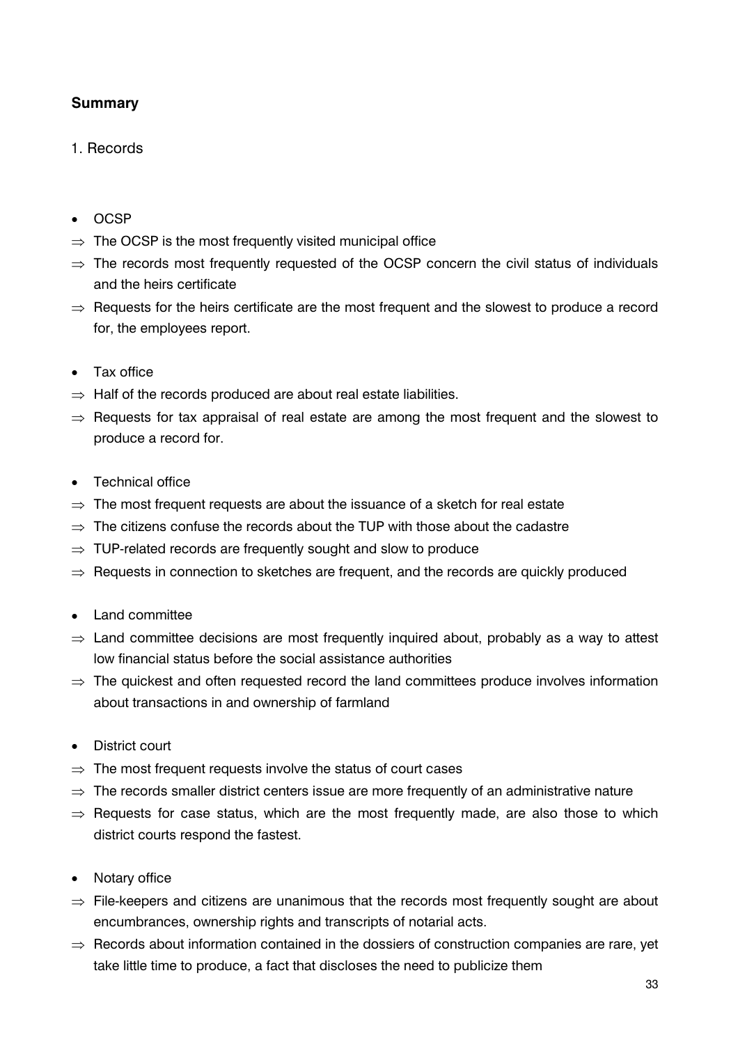**Summary**

1. Records

- OCSP
  - ⇒ The OCSP is the most frequently visited municipal office
  - ⇒ The records most frequently requested of the OCSP concern the civil status of individuals and the heirs certificate
  - ⇒ Requests for the heirs certificate are the most frequent and the slowest to produce a record for, the employees report.

- Tax office
  - ⇒ Half of the records produced are about real estate liabilities.
  - ⇒ Requests for tax appraisal of real estate are among the most frequent and the slowest to produce a record for.

- Technical office
  - ⇒ The most frequent requests are about the issuance of a sketch for real estate
  - ⇒ The citizens confuse the records about the TUP with those about the cadastre
  - ⇒ TUP-related records are frequently sought and slow to produce
  - ⇒ Requests in connection to sketches are frequent, and the records are quickly produced

- Land committee
  - ⇒ Land committee decisions are most frequently inquired about, probably as a way to attest low financial status before the social assistance authorities
  - ⇒ The quickest and often requested record the land committees produce involves information about transactions in and ownership of farmland

- District court
  - ⇒ The most frequent requests involve the status of court cases
  - ⇒ The records smaller district centers issue are more frequently of an administrative nature
  - ⇒ Requests for case status, which are the most frequently made, are also those to which district courts respond the fastest.

- Notary office
  - ⇒ File-keepers and citizens are unanimous that the records most frequently sought are about encumbrances, ownership rights and transcripts of notarial acts.
  - ⇒ Records about information contained in the dossiers of construction companies are rare, yet take little time to produce, a fact that discloses the need to publicize them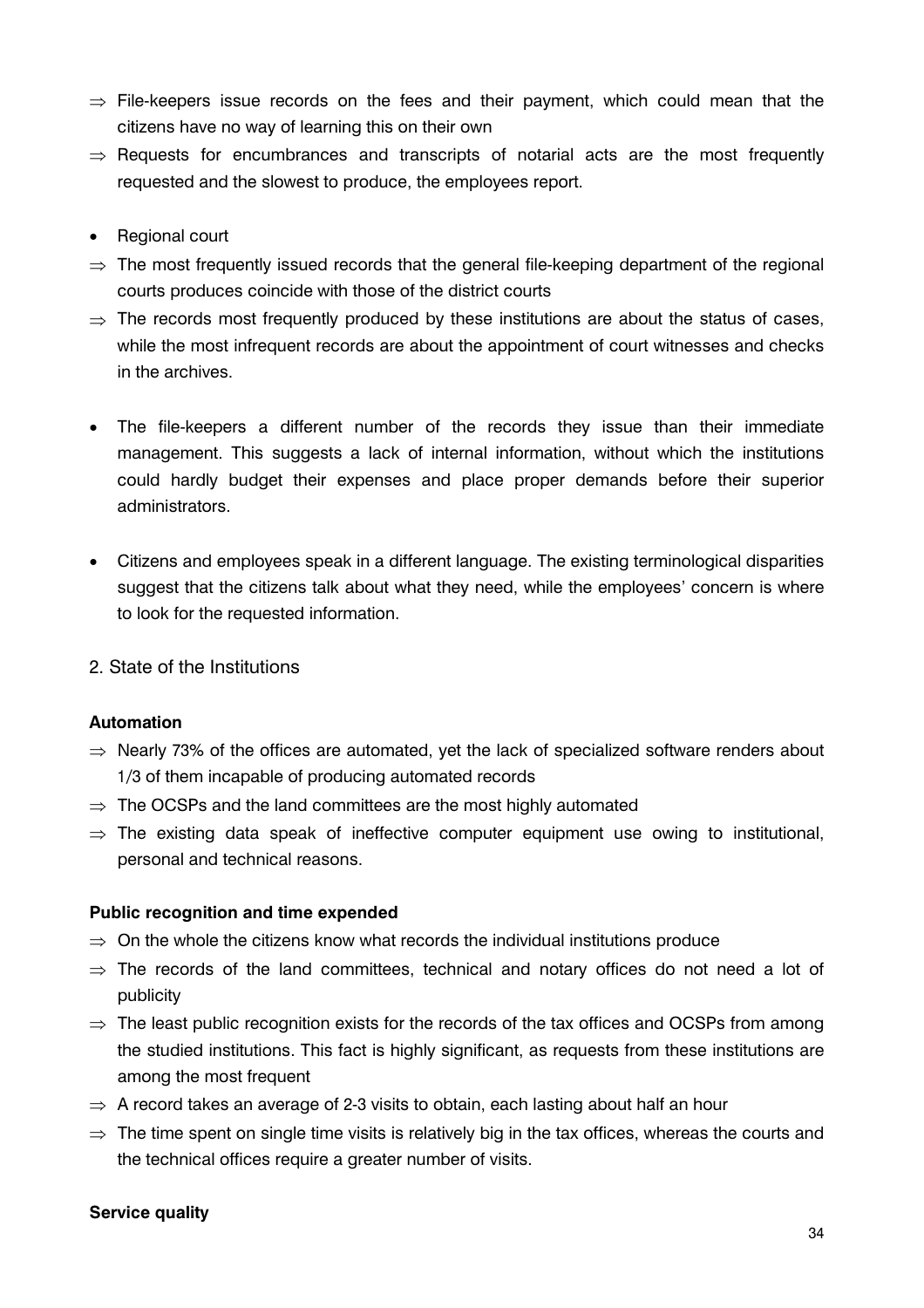- ⇒ File-keepers issue records on the fees and their payment, which could mean that the citizens have no way of learning this on their own
- ⇒ Requests for encumbrances and transcripts of notarial acts are the most frequently requested and the slowest to produce, the employees report.

- Regional court
- ⇒ The most frequently issued records that the general file-keeping department of the regional courts produces coincide with those of the district courts
- ⇒ The records most frequently produced by these institutions are about the status of cases, while the most infrequent records are about the appointment of court witnesses and checks in the archives.

- The file-keepers a different number of the records they issue than their immediate management. This suggests a lack of internal information, without which the institutions could hardly budget their expenses and place proper demands before their superior administrators.

- Citizens and employees speak in a different language. The existing terminological disparities suggest that the citizens talk about what they need, while the employees' concern is where to look for the requested information.

## 2. State of the Institutions

**Automation**

- ⇒ Nearly 73% of the offices are automated, yet the lack of specialized software renders about 1/3 of them incapable of producing automated records
- ⇒ The OCSPs and the land committees are the most highly automated
- ⇒ The existing data speak of ineffective computer equipment use owing to institutional, personal and technical reasons.

**Public recognition and time expended**

- ⇒ On the whole the citizens know what records the individual institutions produce
- ⇒ The records of the land committees, technical and notary offices do not need a lot of publicity
- ⇒ The least public recognition exists for the records of the tax offices and OCSPs from among the studied institutions. This fact is highly significant, as requests from these institutions are among the most frequent
- ⇒ A record takes an average of 2-3 visits to obtain, each lasting about half an hour
- ⇒ The time spent on single time visits is relatively big in the tax offices, whereas the courts and the technical offices require a greater number of visits.

**Service quality**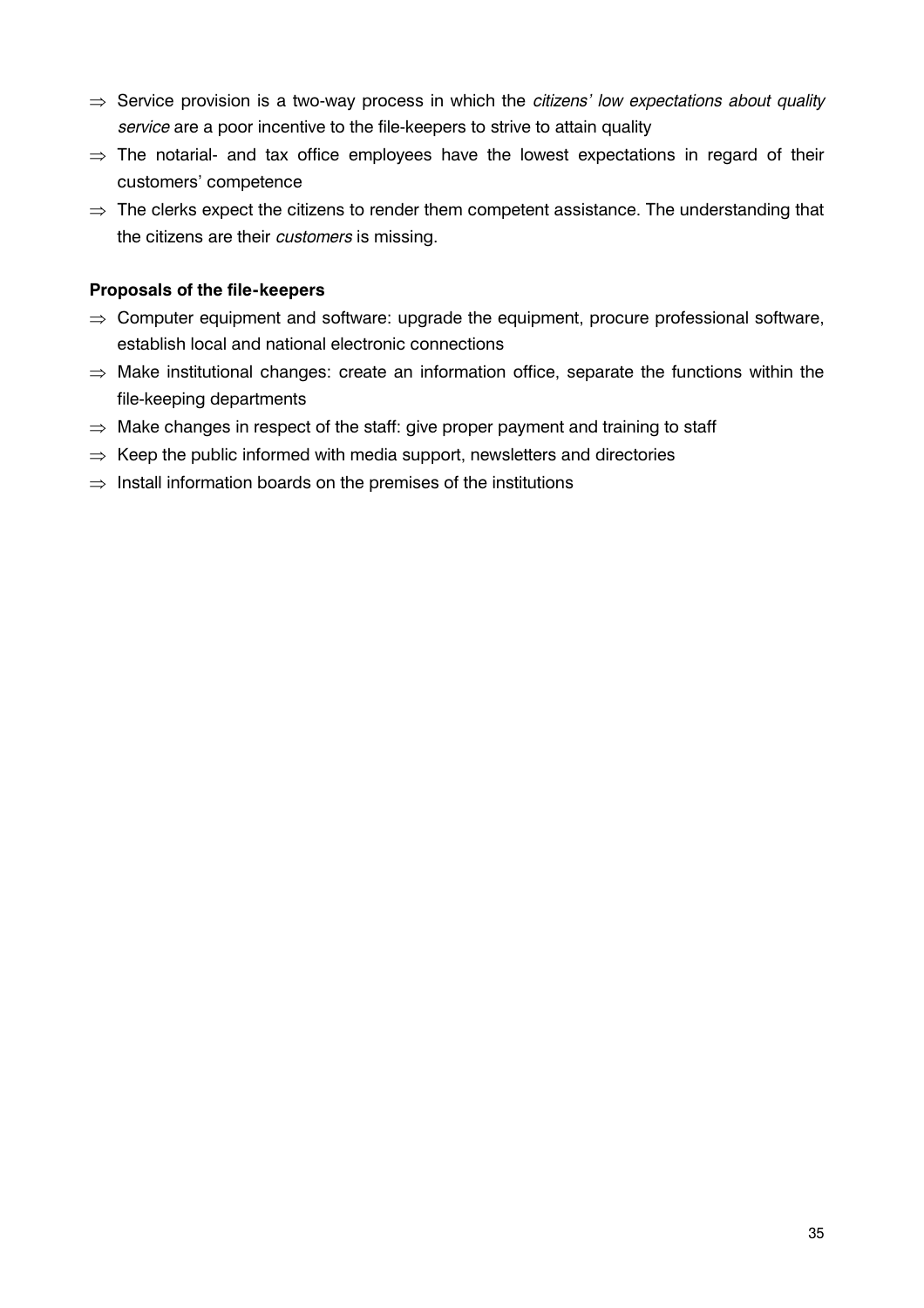⇒ Service provision is a two-way process in which the *citizens' low expectations about quality service* are a poor incentive to the file-keepers to strive to attain quality

⇒ The notarial- and tax office employees have the lowest expectations in regard of their customers' competence

⇒ The clerks expect the citizens to render them competent assistance. The understanding that the citizens are their *customers* is missing.

**Proposals of the file-keepers**

⇒ Computer equipment and software: upgrade the equipment, procure professional software, establish local and national electronic connections

⇒ Make institutional changes: create an information office, separate the functions within the file-keeping departments

⇒ Make changes in respect of the staff: give proper payment and training to staff

⇒ Keep the public informed with media support, newsletters and directories

⇒ Install information boards on the premises of the institutions